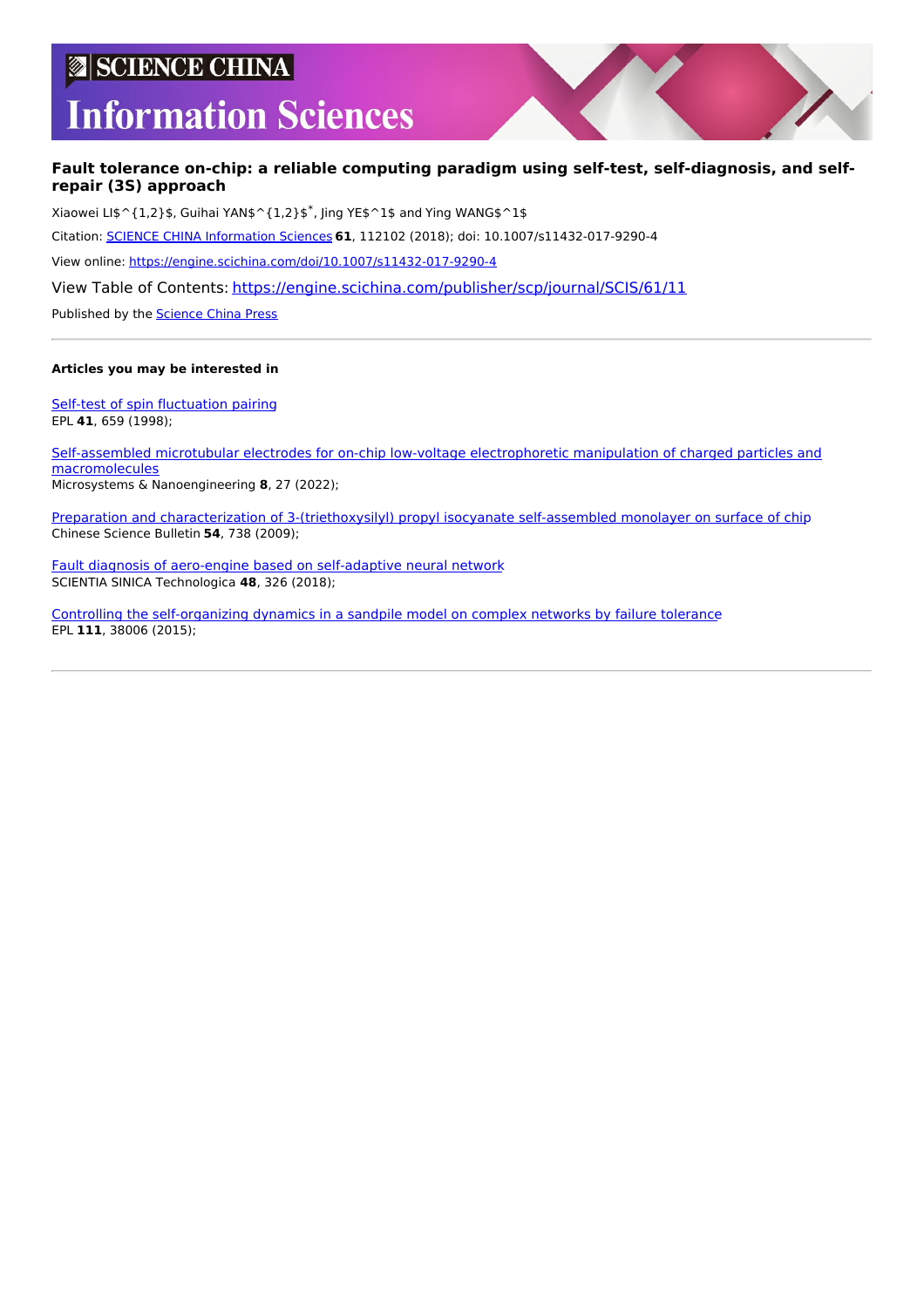# SCIENCE CHINA Information Sciences

## Fault tolerance on-chip: a reliable computing paradigm using self-test, self-diagnosis, and self-repair (3S) approach

Xiaowei LI[1,2], Guihai YAN[1,2]*, Jing YE[1] and Ying WANG[1]

Citation: SCIENCE CHINA Information Sciences **61**, 112102 (2018); doi: 10.1007/s11432-017-9290-4

View online: https://engine.scichina.com/doi/10.1007/s11432-017-9290-4

View Table of Contents: https://engine.scichina.com/publisher/scp/journal/SCIS/61/11

Published by the Science China Press

---

**Articles you may be interested in**

Self-test of spin fluctuation pairing
EPL **41**, 659 (1998);

Self-assembled microtubular electrodes for on-chip low-voltage electrophoretic manipulation of charged particles and macromolecules
Microsystems & Nanoengineering **8**, 27 (2022);

Preparation and characterization of 3-(triethoxysilyl) propyl isocyanate self-assembled monolayer on surface of chip
Chinese Science Bulletin **54**, 738 (2009);

Fault diagnosis of aero-engine based on self-adaptive neural network
SCIENTIA SINICA Technologica **48**, 326 (2018);

Controlling the self-organizing dynamics in a sandpile model on complex networks by failure tolerance
EPL **111**, 38006 (2015);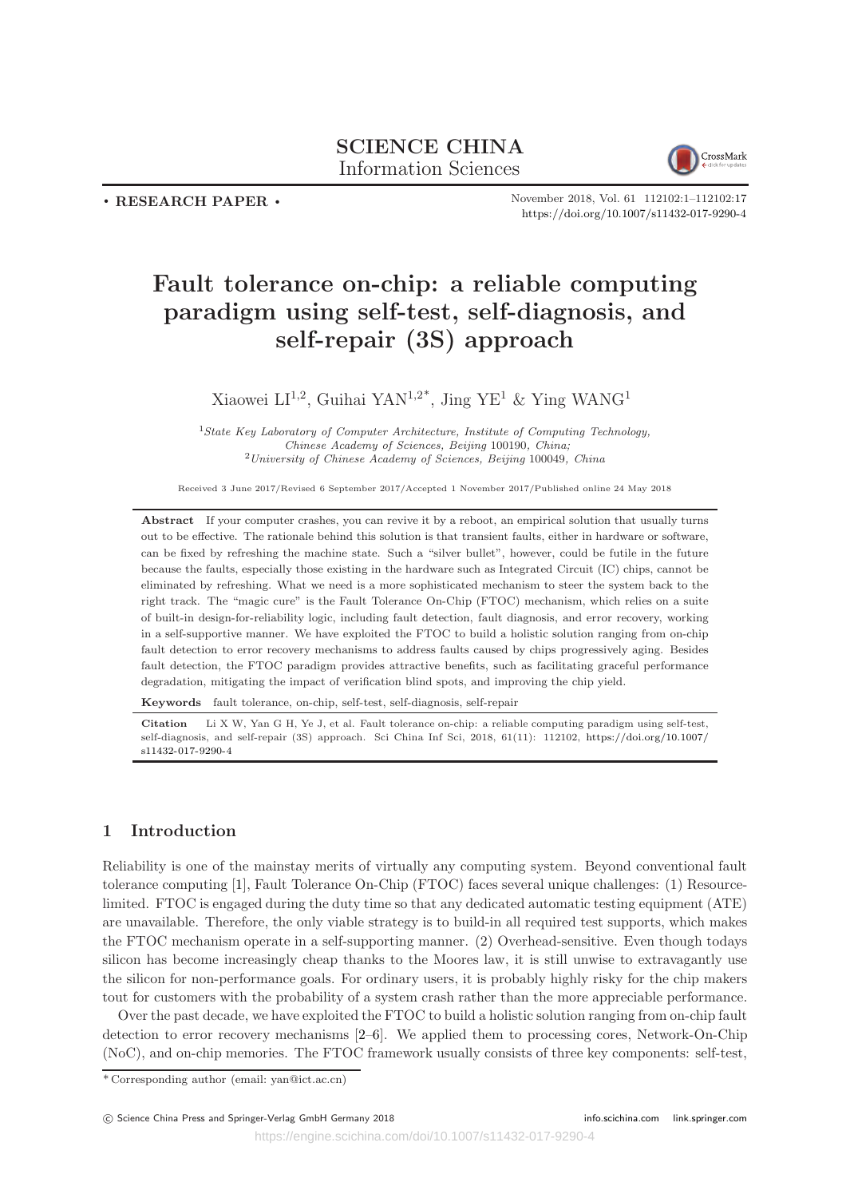**SCIENCE CHINA**
Information Sciences

• RESEARCH PAPER •

November 2018, Vol. 61 112102:1–112102:17
https://doi.org/10.1007/s11432-017-9290-4

# Fault tolerance on-chip: a reliable computing paradigm using self-test, self-diagnosis, and self-repair (3S) approach

Xiaowei LI[1,2], Guihai YAN[1,2*], Jing YE[1] & Ying WANG[1]

[1]*State Key Laboratory of Computer Architecture, Institute of Computing Technology, Chinese Academy of Sciences, Beijing* 100190*, China;*
[2]*University of Chinese Academy of Sciences, Beijing* 100049*, China*

Received 3 June 2017/Revised 6 September 2017/Accepted 1 November 2017/Published online 24 May 2018

**Abstract** If your computer crashes, you can revive it by a reboot, an empirical solution that usually turns out to be effective. The rationale behind this solution is that transient faults, either in hardware or software, can be fixed by refreshing the machine state. Such a "silver bullet", however, could be futile in the future because the faults, especially those existing in the hardware such as Integrated Circuit (IC) chips, cannot be eliminated by refreshing. What we need is a more sophisticated mechanism to steer the system back to the right track. The "magic cure" is the Fault Tolerance On-Chip (FTOC) mechanism, which relies on a suite of built-in design-for-reliability logic, including fault detection, fault diagnosis, and error recovery, working in a self-supportive manner. We have exploited the FTOC to build a holistic solution ranging from on-chip fault detection to error recovery mechanisms to address faults caused by chips progressively aging. Besides fault detection, the FTOC paradigm provides attractive benefits, such as facilitating graceful performance degradation, mitigating the impact of verification blind spots, and improving the chip yield.

**Keywords** fault tolerance, on-chip, self-test, self-diagnosis, self-repair

**Citation** Li X W, Yan G H, Ye J, et al. Fault tolerance on-chip: a reliable computing paradigm using self-test, self-diagnosis, and self-repair (3S) approach. Sci China Inf Sci, 2018, 61(11): 112102, https://doi.org/10.1007/s11432-017-9290-4

## 1 Introduction

Reliability is one of the mainstay merits of virtually any computing system. Beyond conventional fault tolerance computing [1], Fault Tolerance On-Chip (FTOC) faces several unique challenges: (1) Resource-limited. FTOC is engaged during the duty time so that any dedicated automatic testing equipment (ATE) are unavailable. Therefore, the only viable strategy is to build-in all required test supports, which makes the FTOC mechanism operate in a self-supporting manner. (2) Overhead-sensitive. Even though todays silicon has become increasingly cheap thanks to the Moores law, it is still unwise to extravagantly use the silicon for non-performance goals. For ordinary users, it is probably highly risky for the chip makers tout for customers with the probability of a system crash rather than the more appreciable performance.

Over the past decade, we have exploited the FTOC to build a holistic solution ranging from on-chip fault detection to error recovery mechanisms [2–6]. We applied them to processing cores, Network-On-Chip (NoC), and on-chip memories. The FTOC framework usually consists of three key components: self-test,

* Corresponding author (email: yan@ict.ac.cn)

© Science China Press and Springer-Verlag GmbH Germany 2018 info.scichina.com link.springer.com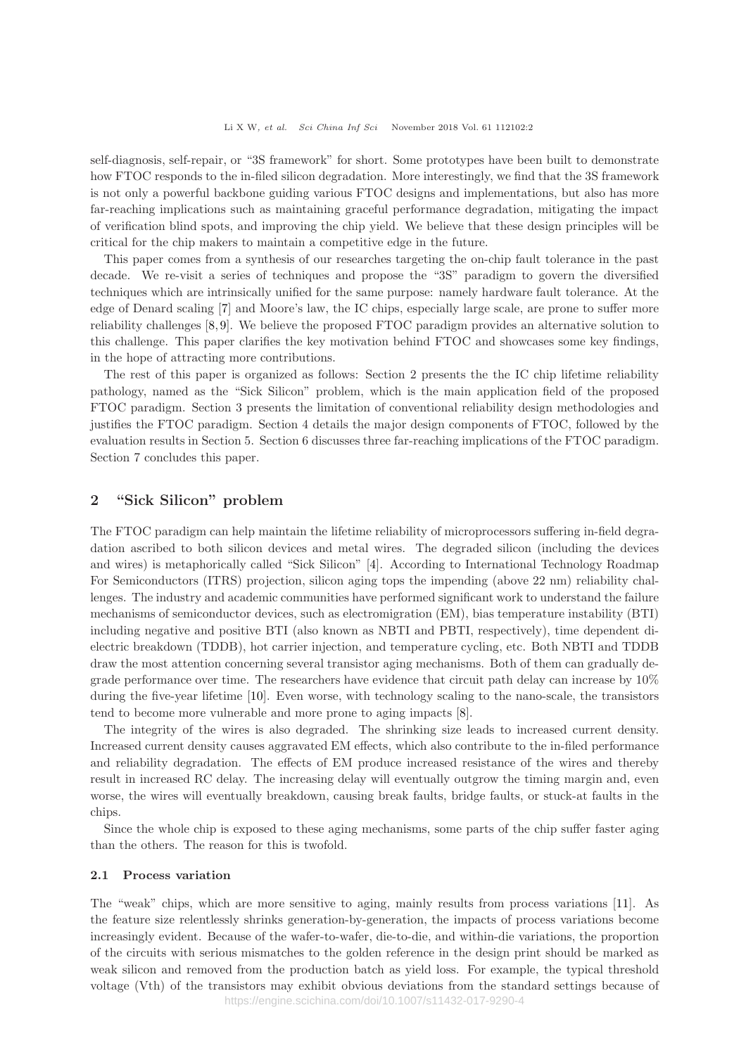self-diagnosis, self-repair, or "3S framework" for short. Some prototypes have been built to demonstrate how FTOC responds to the in-filed silicon degradation. More interestingly, we find that the 3S framework is not only a powerful backbone guiding various FTOC designs and implementations, but also has more far-reaching implications such as maintaining graceful performance degradation, mitigating the impact of verification blind spots, and improving the chip yield. We believe that these design principles will be critical for the chip makers to maintain a competitive edge in the future.

This paper comes from a synthesis of our researches targeting the on-chip fault tolerance in the past decade. We re-visit a series of techniques and propose the "3S" paradigm to govern the diversified techniques which are intrinsically unified for the same purpose: namely hardware fault tolerance. At the edge of Denard scaling [7] and Moore's law, the IC chips, especially large scale, are prone to suffer more reliability challenges [8, 9]. We believe the proposed FTOC paradigm provides an alternative solution to this challenge. This paper clarifies the key motivation behind FTOC and showcases some key findings, in the hope of attracting more contributions.

The rest of this paper is organized as follows: Section 2 presents the the IC chip lifetime reliability pathology, named as the "Sick Silicon" problem, which is the main application field of the proposed FTOC paradigm. Section 3 presents the limitation of conventional reliability design methodologies and justifies the FTOC paradigm. Section 4 details the major design components of FTOC, followed by the evaluation results in Section 5. Section 6 discusses three far-reaching implications of the FTOC paradigm. Section 7 concludes this paper.

## 2 "Sick Silicon" problem

The FTOC paradigm can help maintain the lifetime reliability of microprocessors suffering in-field degradation ascribed to both silicon devices and metal wires. The degraded silicon (including the devices and wires) is metaphorically called "Sick Silicon" [4]. According to International Technology Roadmap For Semiconductors (ITRS) projection, silicon aging tops the impending (above 22 nm) reliability challenges. The industry and academic communities have performed significant work to understand the failure mechanisms of semiconductor devices, such as electromigration (EM), bias temperature instability (BTI) including negative and positive BTI (also known as NBTI and PBTI, respectively), time dependent dielectric breakdown (TDDB), hot carrier injection, and temperature cycling, etc. Both NBTI and TDDB draw the most attention concerning several transistor aging mechanisms. Both of them can gradually degrade performance over time. The researchers have evidence that circuit path delay can increase by 10% during the five-year lifetime [10]. Even worse, with technology scaling to the nano-scale, the transistors tend to become more vulnerable and more prone to aging impacts [8].

The integrity of the wires is also degraded. The shrinking size leads to increased current density. Increased current density causes aggravated EM effects, which also contribute to the in-filed performance and reliability degradation. The effects of EM produce increased resistance of the wires and thereby result in increased RC delay. The increasing delay will eventually outgrow the timing margin and, even worse, the wires will eventually breakdown, causing break faults, bridge faults, or stuck-at faults in the chips.

Since the whole chip is exposed to these aging mechanisms, some parts of the chip suffer faster aging than the others. The reason for this is twofold.

### 2.1 Process variation

The "weak" chips, which are more sensitive to aging, mainly results from process variations [11]. As the feature size relentlessly shrinks generation-by-generation, the impacts of process variations become increasingly evident. Because of the wafer-to-wafer, die-to-die, and within-die variations, the proportion of the circuits with serious mismatches to the golden reference in the design print should be marked as weak silicon and removed from the production batch as yield loss. For example, the typical threshold voltage (Vth) of the transistors may exhibit obvious deviations from the standard settings because of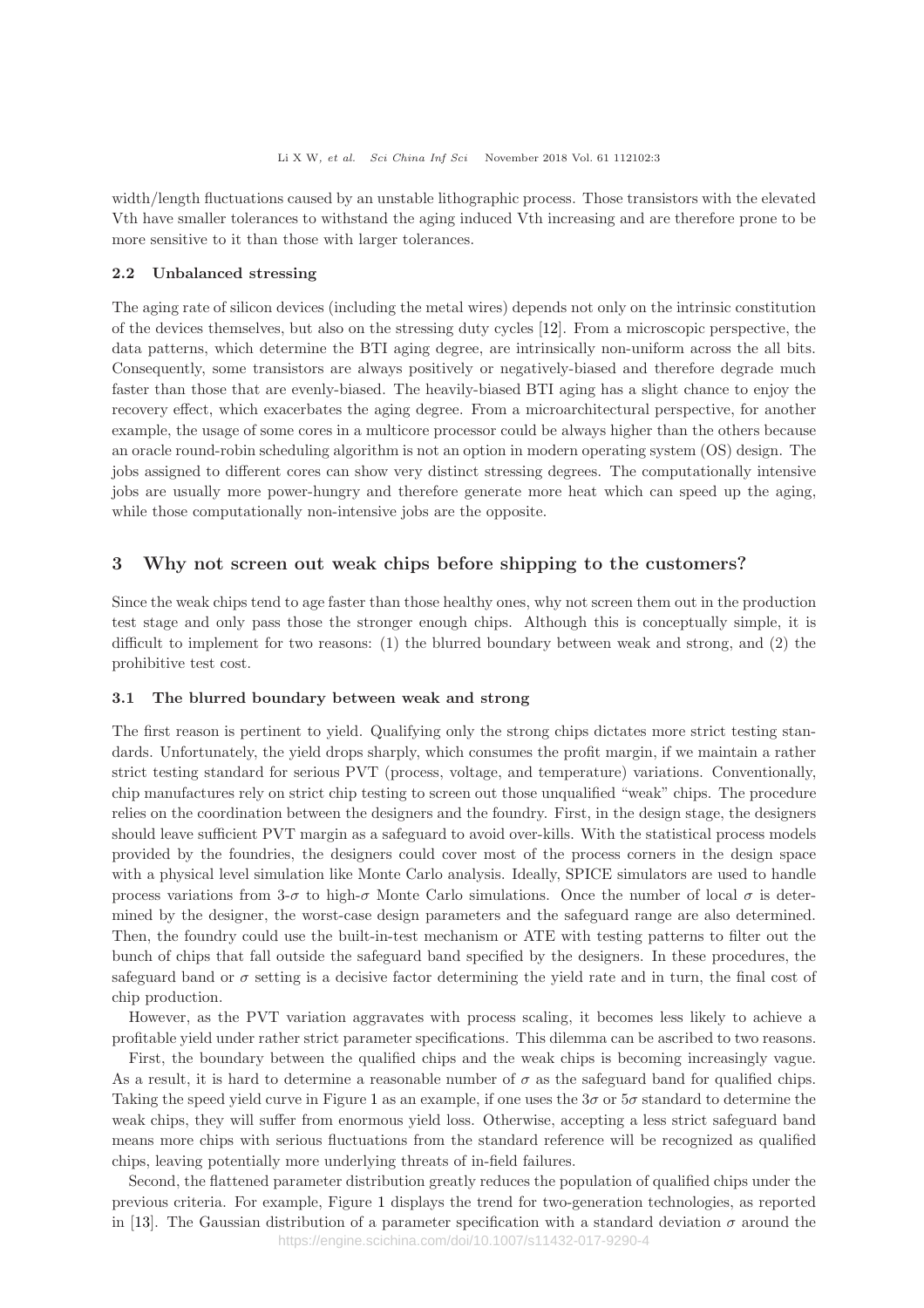width/length fluctuations caused by an unstable lithographic process. Those transistors with the elevated Vth have smaller tolerances to withstand the aging induced Vth increasing and are therefore prone to be more sensitive to it than those with larger tolerances.

### 2.2 Unbalanced stressing

The aging rate of silicon devices (including the metal wires) depends not only on the intrinsic constitution of the devices themselves, but also on the stressing duty cycles [12]. From a microscopic perspective, the data patterns, which determine the BTI aging degree, are intrinsically non-uniform across the all bits. Consequently, some transistors are always positively or negatively-biased and therefore degrade much faster than those that are evenly-biased. The heavily-biased BTI aging has a slight chance to enjoy the recovery effect, which exacerbates the aging degree. From a microarchitectural perspective, for another example, the usage of some cores in a multicore processor could be always higher than the others because an oracle round-robin scheduling algorithm is not an option in modern operating system (OS) design. The jobs assigned to different cores can show very distinct stressing degrees. The computationally intensive jobs are usually more power-hungry and therefore generate more heat which can speed up the aging, while those computationally non-intensive jobs are the opposite.

## 3 Why not screen out weak chips before shipping to the customers?

Since the weak chips tend to age faster than those healthy ones, why not screen them out in the production test stage and only pass those the stronger enough chips. Although this is conceptually simple, it is difficult to implement for two reasons: (1) the blurred boundary between weak and strong, and (2) the prohibitive test cost.

### 3.1 The blurred boundary between weak and strong

The first reason is pertinent to yield. Qualifying only the strong chips dictates more strict testing standards. Unfortunately, the yield drops sharply, which consumes the profit margin, if we maintain a rather strict testing standard for serious PVT (process, voltage, and temperature) variations. Conventionally, chip manufactures rely on strict chip testing to screen out those unqualified "weak" chips. The procedure relies on the coordination between the designers and the foundry. First, in the design stage, the designers should leave sufficient PVT margin as a safeguard to avoid over-kills. With the statistical process models provided by the foundries, the designers could cover most of the process corners in the design space with a physical level simulation like Monte Carlo analysis. Ideally, SPICE simulators are used to handle process variations from 3-$\sigma$ to high-$\sigma$ Monte Carlo simulations. Once the number of local $\sigma$ is determined by the designer, the worst-case design parameters and the safeguard range are also determined. Then, the foundry could use the built-in-test mechanism or ATE with testing patterns to filter out the bunch of chips that fall outside the safeguard band specified by the designers. In these procedures, the safeguard band or $\sigma$ setting is a decisive factor determining the yield rate and in turn, the final cost of chip production.

However, as the PVT variation aggravates with process scaling, it becomes less likely to achieve a profitable yield under rather strict parameter specifications. This dilemma can be ascribed to two reasons.

First, the boundary between the qualified chips and the weak chips is becoming increasingly vague. As a result, it is hard to determine a reasonable number of $\sigma$ as the safeguard band for qualified chips. Taking the speed yield curve in Figure 1 as an example, if one uses the $3\sigma$ or $5\sigma$ standard to determine the weak chips, they will suffer from enormous yield loss. Otherwise, accepting a less strict safeguard band means more chips with serious fluctuations from the standard reference will be recognized as qualified chips, leaving potentially more underlying threats of in-field failures.

Second, the flattened parameter distribution greatly reduces the population of qualified chips under the previous criteria. For example, Figure 1 displays the trend for two-generation technologies, as reported in [13]. The Gaussian distribution of a parameter specification with a standard deviation $\sigma$ around the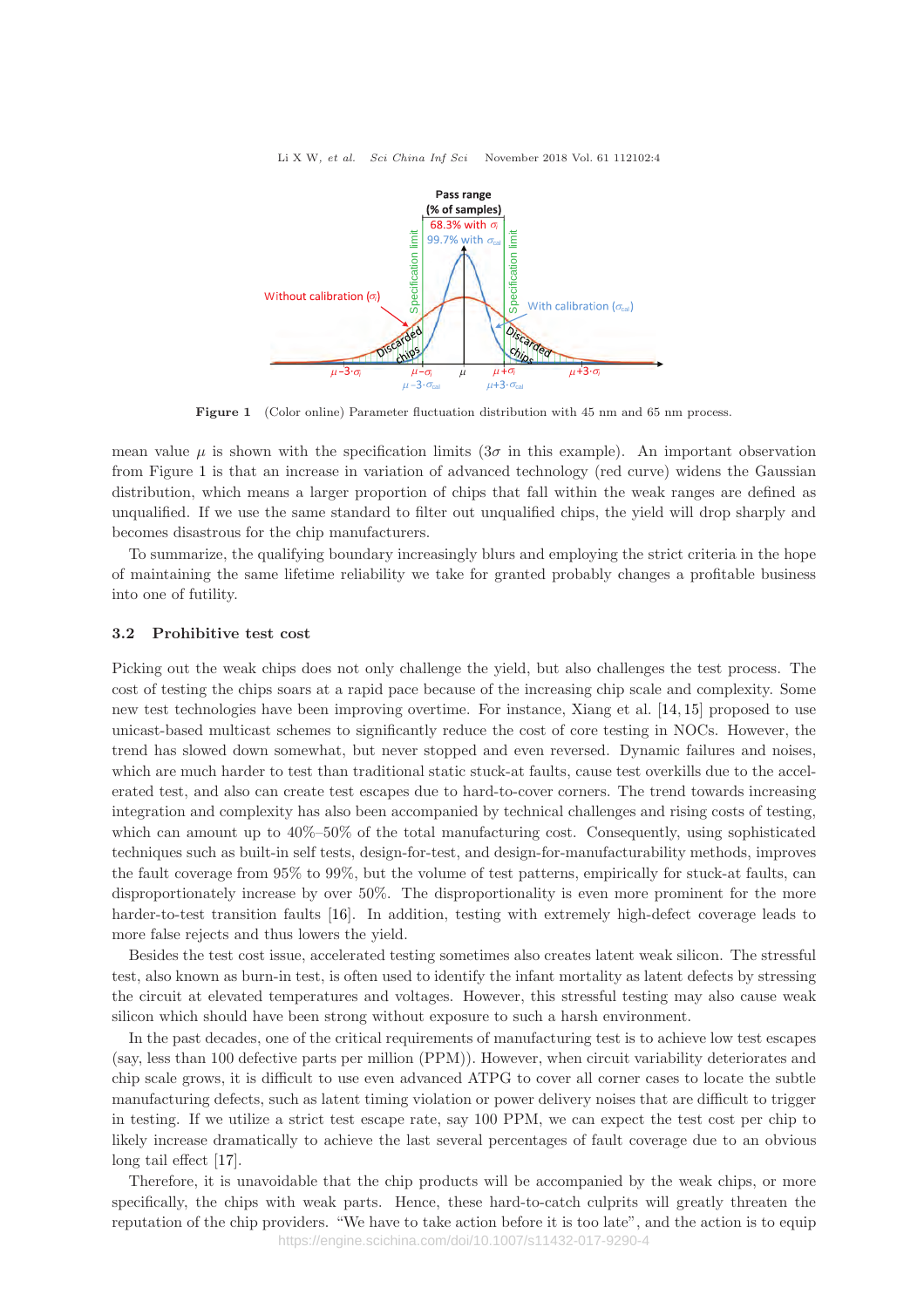Figure 1 (Color online) Parameter fluctuation distribution with 45 nm and 65 nm process.

mean value $\mu$ is shown with the specification limits ($3\sigma$ in this example). An important observation from Figure 1 is that an increase in variation of advanced technology (red curve) widens the Gaussian distribution, which means a larger proportion of chips that fall within the weak ranges are defined as unqualified. If we use the same standard to filter out unqualified chips, the yield will drop sharply and becomes disastrous for the chip manufacturers.

To summarize, the qualifying boundary increasingly blurs and employing the strict criteria in the hope of maintaining the same lifetime reliability we take for granted probably changes a profitable business into one of futility.

### 3.2 Prohibitive test cost

Picking out the weak chips does not only challenge the yield, but also challenges the test process. The cost of testing the chips soars at a rapid pace because of the increasing chip scale and complexity. Some new test technologies have been improving overtime. For instance, Xiang et al. [14, 15] proposed to use unicast-based multicast schemes to significantly reduce the cost of core testing in NOCs. However, the trend has slowed down somewhat, but never stopped and even reversed. Dynamic failures and noises, which are much harder to test than traditional static stuck-at faults, cause test overkills due to the accelerated test, and also can create test escapes due to hard-to-cover corners. The trend towards increasing integration and complexity has also been accompanied by technical challenges and rising costs of testing, which can amount up to 40%–50% of the total manufacturing cost. Consequently, using sophisticated techniques such as built-in self tests, design-for-test, and design-for-manufacturability methods, improves the fault coverage from 95% to 99%, but the volume of test patterns, empirically for stuck-at faults, can disproportionately increase by over 50%. The disproportionality is even more prominent for the more harder-to-test transition faults [16]. In addition, testing with extremely high-defect coverage leads to more false rejects and thus lowers the yield.

Besides the test cost issue, accelerated testing sometimes also creates latent weak silicon. The stressful test, also known as burn-in test, is often used to identify the infant mortality as latent defects by stressing the circuit at elevated temperatures and voltages. However, this stressful testing may also cause weak silicon which should have been strong without exposure to such a harsh environment.

In the past decades, one of the critical requirements of manufacturing test is to achieve low test escapes (say, less than 100 defective parts per million (PPM)). However, when circuit variability deteriorates and chip scale grows, it is difficult to use even advanced ATPG to cover all corner cases to locate the subtle manufacturing defects, such as latent timing violation or power delivery noises that are difficult to trigger in testing. If we utilize a strict test escape rate, say 100 PPM, we can expect the test cost per chip to likely increase dramatically to achieve the last several percentages of fault coverage due to an obvious long tail effect [17].

Therefore, it is unavoidable that the chip products will be accompanied by the weak chips, or more specifically, the chips with weak parts. Hence, these hard-to-catch culprits will greatly threaten the reputation of the chip providers. "We have to take action before it is too late", and the action is to equip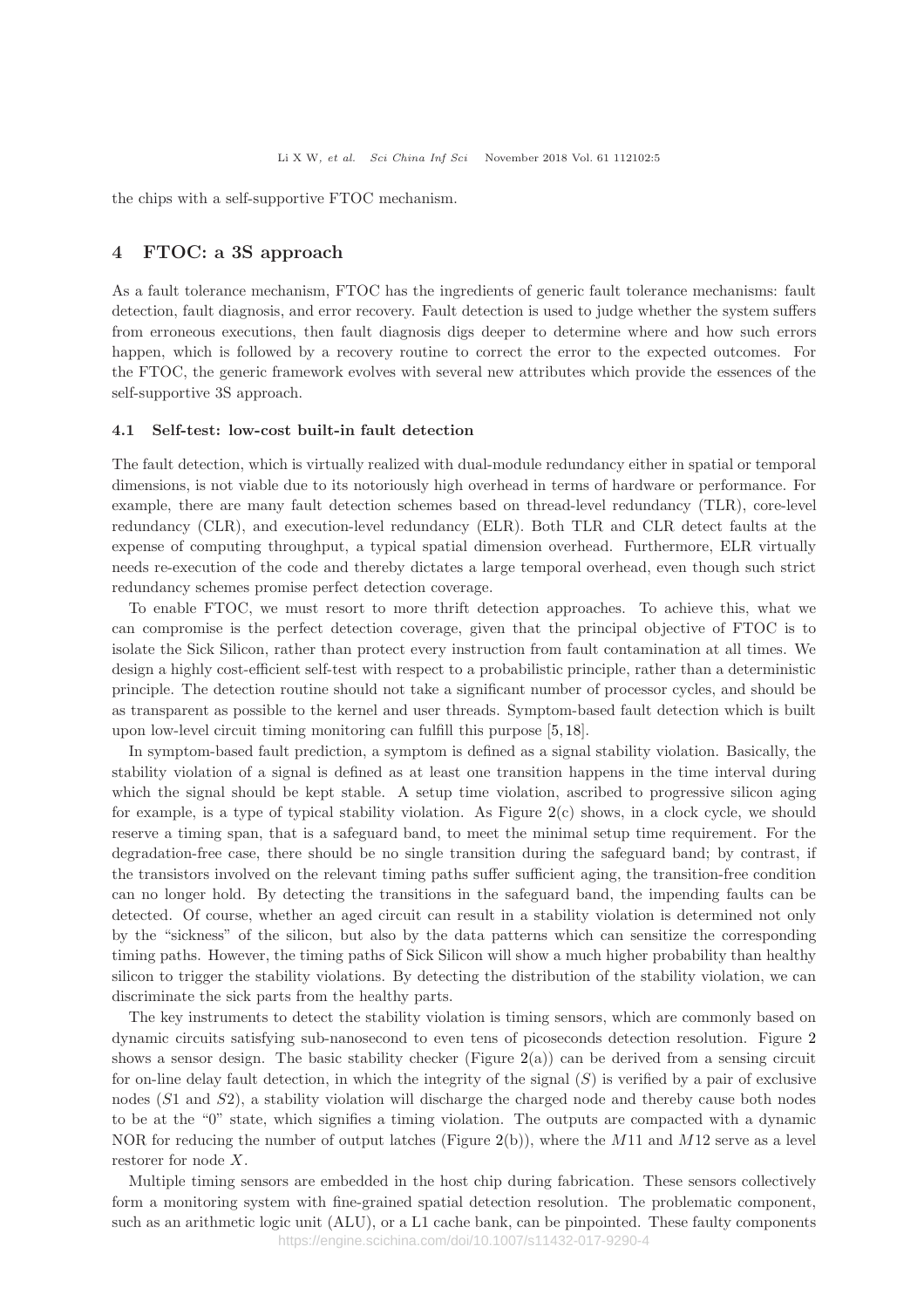the chips with a self-supportive FTOC mechanism.

## 4 FTOC: a 3S approach

As a fault tolerance mechanism, FTOC has the ingredients of generic fault tolerance mechanisms: fault detection, fault diagnosis, and error recovery. Fault detection is used to judge whether the system suffers from erroneous executions, then fault diagnosis digs deeper to determine where and how such errors happen, which is followed by a recovery routine to correct the error to the expected outcomes. For the FTOC, the generic framework evolves with several new attributes which provide the essences of the self-supportive 3S approach.

### 4.1 Self-test: low-cost built-in fault detection

The fault detection, which is virtually realized with dual-module redundancy either in spatial or temporal dimensions, is not viable due to its notoriously high overhead in terms of hardware or performance. For example, there are many fault detection schemes based on thread-level redundancy (TLR), core-level redundancy (CLR), and execution-level redundancy (ELR). Both TLR and CLR detect faults at the expense of computing throughput, a typical spatial dimension overhead. Furthermore, ELR virtually needs re-execution of the code and thereby dictates a large temporal overhead, even though such strict redundancy schemes promise perfect detection coverage.

To enable FTOC, we must resort to more thrift detection approaches. To achieve this, what we can compromise is the perfect detection coverage, given that the principal objective of FTOC is to isolate the Sick Silicon, rather than protect every instruction from fault contamination at all times. We design a highly cost-efficient self-test with respect to a probabilistic principle, rather than a deterministic principle. The detection routine should not take a significant number of processor cycles, and should be as transparent as possible to the kernel and user threads. Symptom-based fault detection which is built upon low-level circuit timing monitoring can fulfill this purpose [5, 18].

In symptom-based fault prediction, a symptom is defined as a signal stability violation. Basically, the stability violation of a signal is defined as at least one transition happens in the time interval during which the signal should be kept stable. A setup time violation, ascribed to progressive silicon aging for example, is a type of typical stability violation. As Figure 2(c) shows, in a clock cycle, we should reserve a timing span, that is a safeguard band, to meet the minimal setup time requirement. For the degradation-free case, there should be no single transition during the safeguard band; by contrast, if the transistors involved on the relevant timing paths suffer sufficient aging, the transition-free condition can no longer hold. By detecting the transitions in the safeguard band, the impending faults can be detected. Of course, whether an aged circuit can result in a stability violation is determined not only by the "sickness" of the silicon, but also by the data patterns which can sensitize the corresponding timing paths. However, the timing paths of Sick Silicon will show a much higher probability than healthy silicon to trigger the stability violations. By detecting the distribution of the stability violation, we can discriminate the sick parts from the healthy parts.

The key instruments to detect the stability violation is timing sensors, which are commonly based on dynamic circuits satisfying sub-nanosecond to even tens of picoseconds detection resolution. Figure 2 shows a sensor design. The basic stability checker (Figure 2(a)) can be derived from a sensing circuit for on-line delay fault detection, in which the integrity of the signal ($S$) is verified by a pair of exclusive nodes ($S1$ and $S2$), a stability violation will discharge the charged node and thereby cause both nodes to be at the "0" state, which signifies a timing violation. The outputs are compacted with a dynamic NOR for reducing the number of output latches (Figure 2(b)), where the $M11$ and $M12$ serve as a level restorer for node $X$.

Multiple timing sensors are embedded in the host chip during fabrication. These sensors collectively form a monitoring system with fine-grained spatial detection resolution. The problematic component, such as an arithmetic logic unit (ALU), or a L1 cache bank, can be pinpointed. These faulty components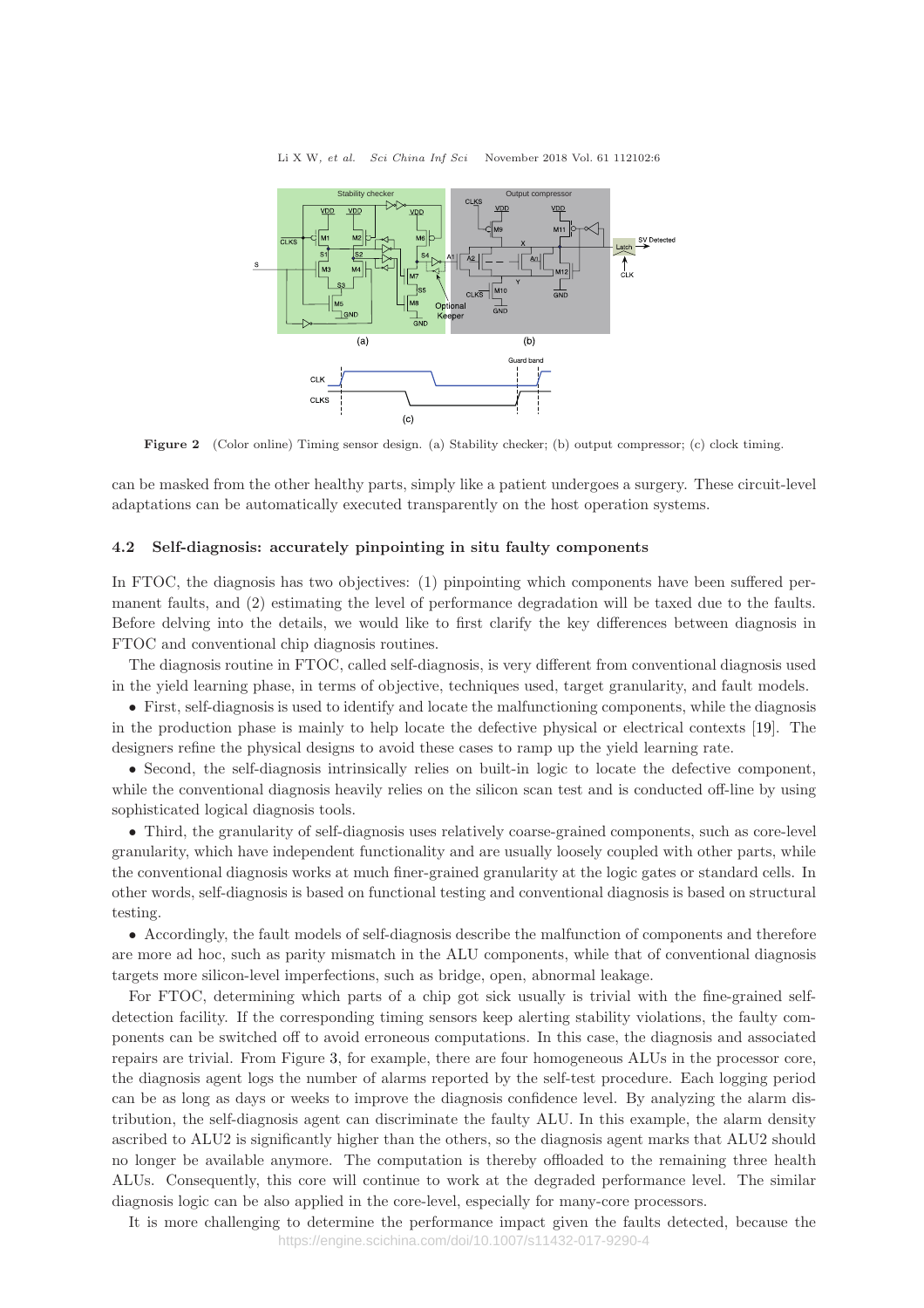Figure 2 (Color online) Timing sensor design. (a) Stability checker; (b) output compressor; (c) clock timing.

can be masked from the other healthy parts, simply like a patient undergoes a surgery. These circuit-level adaptations can be automatically executed transparently on the host operation systems.

### 4.2 Self-diagnosis: accurately pinpointing in situ faulty components

In FTOC, the diagnosis has two objectives: (1) pinpointing which components have been suffered permanent faults, and (2) estimating the level of performance degradation will be taxed due to the faults. Before delving into the details, we would like to first clarify the key differences between diagnosis in FTOC and conventional chip diagnosis routines.

The diagnosis routine in FTOC, called self-diagnosis, is very different from conventional diagnosis used in the yield learning phase, in terms of objective, techniques used, target granularity, and fault models.

- First, self-diagnosis is used to identify and locate the malfunctioning components, while the diagnosis in the production phase is mainly to help locate the defective physical or electrical contexts [19]. The designers refine the physical designs to avoid these cases to ramp up the yield learning rate.
- Second, the self-diagnosis intrinsically relies on built-in logic to locate the defective component, while the conventional diagnosis heavily relies on the silicon scan test and is conducted off-line by using sophisticated logical diagnosis tools.
- Third, the granularity of self-diagnosis uses relatively coarse-grained components, such as core-level granularity, which have independent functionality and are usually loosely coupled with other parts, while the conventional diagnosis works at much finer-grained granularity at the logic gates or standard cells. In other words, self-diagnosis is based on functional testing and conventional diagnosis is based on structural testing.
- Accordingly, the fault models of self-diagnosis describe the malfunction of components and therefore are more ad hoc, such as parity mismatch in the ALU components, while that of conventional diagnosis targets more silicon-level imperfections, such as bridge, open, abnormal leakage.

For FTOC, determining which parts of a chip got sick usually is trivial with the fine-grained self-detection facility. If the corresponding timing sensors keep alerting stability violations, the faulty components can be switched off to avoid erroneous computations. In this case, the diagnosis and associated repairs are trivial. From Figure 3, for example, there are four homogeneous ALUs in the processor core, the diagnosis agent logs the number of alarms reported by the self-test procedure. Each logging period can be as long as days or weeks to improve the diagnosis confidence level. By analyzing the alarm distribution, the self-diagnosis agent can discriminate the faulty ALU. In this example, the alarm density ascribed to ALU2 is significantly higher than the others, so the diagnosis agent marks that ALU2 should no longer be available anymore. The computation is thereby offloaded to the remaining three health ALUs. Consequently, this core will continue to work at the degraded performance level. The similar diagnosis logic can be also applied in the core-level, especially for many-core processors.

It is more challenging to determine the performance impact given the faults detected, because the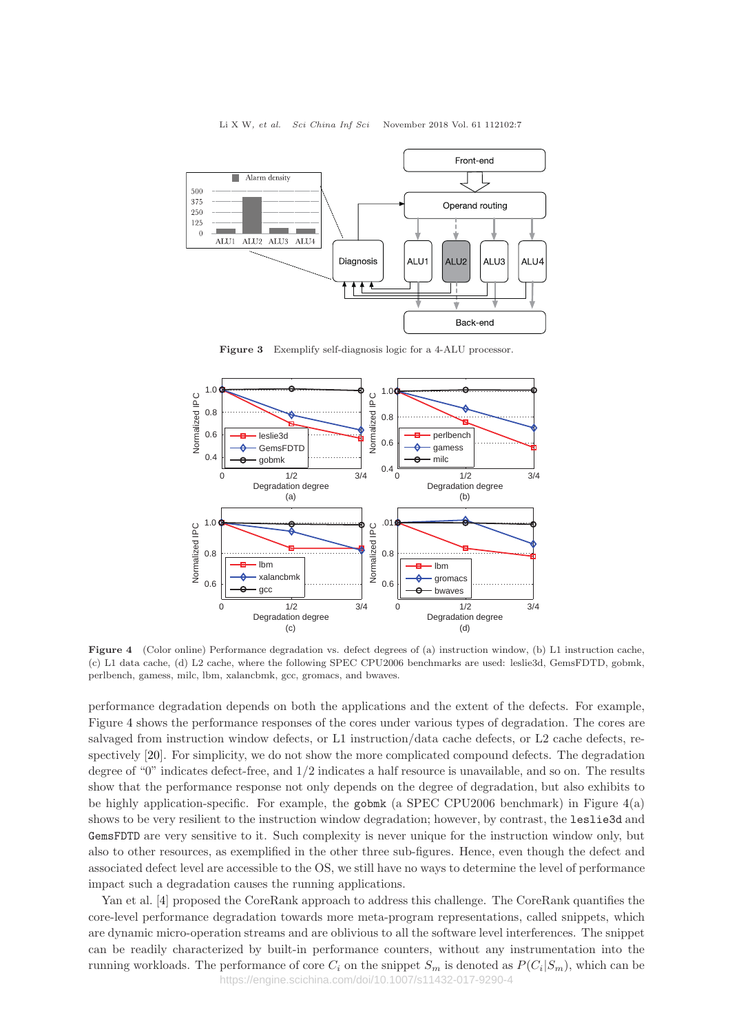Figure 3    Exemplify self-diagnosis logic for a 4-ALU processor.

Figure 4    (Color online) Performance degradation vs. defect degrees of (a) instruction window, (b) L1 instruction cache, (c) L1 data cache, (d) L2 cache, where the following SPEC CPU2006 benchmarks are used: leslie3d, GemsFDTD, gobmk, perlbench, gamess, milc, lbm, xalancbmk, gcc, gromacs, and bwaves.

performance degradation depends on both the applications and the extent of the defects. For example, Figure 4 shows the performance responses of the cores under various types of degradation. The cores are salvaged from instruction window defects, or L1 instruction/data cache defects, or L2 cache defects, respectively [20]. For simplicity, we do not show the more complicated compound defects. The degradation degree of "0" indicates defect-free, and 1/2 indicates a half resource is unavailable, and so on. The results show that the performance response not only depends on the degree of degradation, but also exhibits to be highly application-specific. For example, the `gobmk` (a SPEC CPU2006 benchmark) in Figure 4(a) shows to be very resilient to the instruction window degradation; however, by contrast, the `leslie3d` and `GemsFDTD` are very sensitive to it. Such complexity is never unique for the instruction window only, but also to other resources, as exemplified in the other three sub-figures. Hence, even though the defect and associated defect level are accessible to the OS, we still have no ways to determine the level of performance impact such a degradation causes the running applications.

Yan et al. [4] proposed the CoreRank approach to address this challenge. The CoreRank quantifies the core-level performance degradation towards more meta-program representations, called snippets, which are dynamic micro-operation streams and are oblivious to all the software level interferences. The snippet can be readily characterized by built-in performance counters, without any instrumentation into the running workloads. The performance of core $C_i$ on the snippet $S_m$ is denoted as $P(C_i|S_m)$, which can be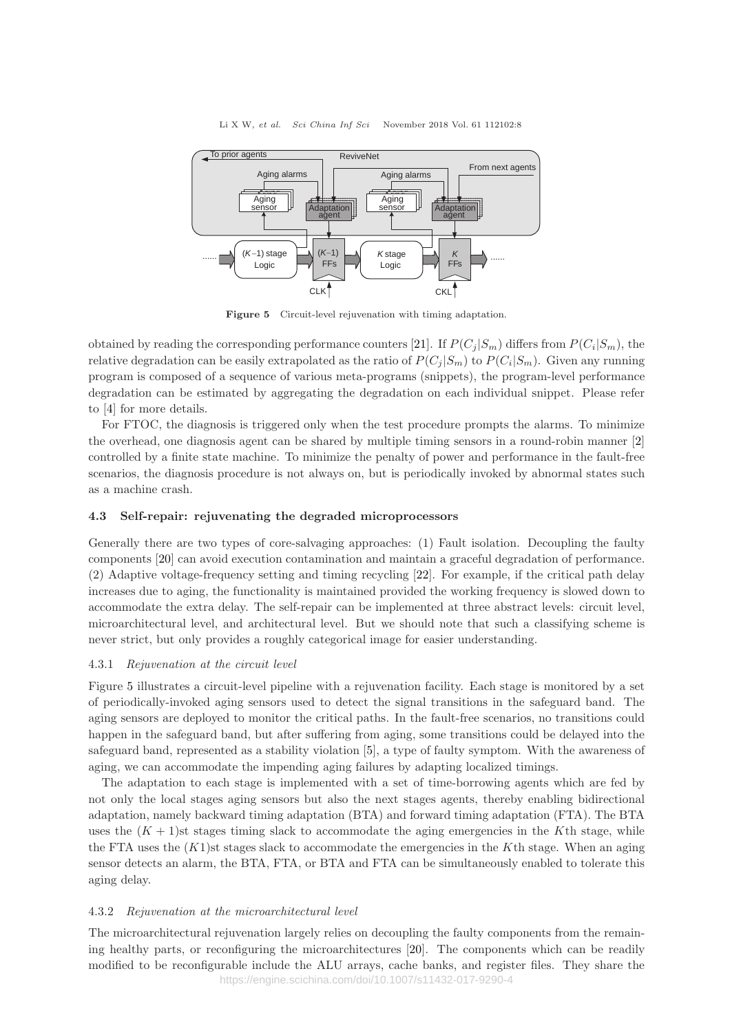Figure 5 Circuit-level rejuvenation with timing adaptation.

obtained by reading the corresponding performance counters [21]. If $P(C_j|S_m)$ differs from $P(C_i|S_m)$, the relative degradation can be easily extrapolated as the ratio of $P(C_j|S_m)$ to $P(C_i|S_m)$. Given any running program is composed of a sequence of various meta-programs (snippets), the program-level performance degradation can be estimated by aggregating the degradation on each individual snippet. Please refer to [4] for more details.

For FTOC, the diagnosis is triggered only when the test procedure prompts the alarms. To minimize the overhead, one diagnosis agent can be shared by multiple timing sensors in a round-robin manner [2] controlled by a finite state machine. To minimize the penalty of power and performance in the fault-free scenarios, the diagnosis procedure is not always on, but is periodically invoked by abnormal states such as a machine crash.

### 4.3 Self-repair: rejuvenating the degraded microprocessors

Generally there are two types of core-salvaging approaches: (1) Fault isolation. Decoupling the faulty components [20] can avoid execution contamination and maintain a graceful degradation of performance. (2) Adaptive voltage-frequency setting and timing recycling [22]. For example, if the critical path delay increases due to aging, the functionality is maintained provided the working frequency is slowed down to accommodate the extra delay. The self-repair can be implemented at three abstract levels: circuit level, microarchitectural level, and architectural level. But we should note that such a classifying scheme is never strict, but only provides a roughly categorical image for easier understanding.

#### 4.3.1 *Rejuvenation at the circuit level*

Figure 5 illustrates a circuit-level pipeline with a rejuvenation facility. Each stage is monitored by a set of periodically-invoked aging sensors used to detect the signal transitions in the safeguard band. The aging sensors are deployed to monitor the critical paths. In the fault-free scenarios, no transitions could happen in the safeguard band, but after suffering from aging, some transitions could be delayed into the safeguard band, represented as a stability violation [5], a type of faulty symptom. With the awareness of aging, we can accommodate the impending aging failures by adapting localized timings.

The adaptation to each stage is implemented with a set of time-borrowing agents which are fed by not only the local stages aging sensors but also the next stages agents, thereby enabling bidirectional adaptation, namely backward timing adaptation (BTA) and forward timing adaptation (FTA). The BTA uses the $(K+1)$st stages timing slack to accommodate the aging emergencies in the $K$th stage, while the FTA uses the $(K1)$st stages slack to accommodate the emergencies in the $K$th stage. When an aging sensor detects an alarm, the BTA, FTA, or BTA and FTA can be simultaneously enabled to tolerate this aging delay.

#### 4.3.2 *Rejuvenation at the microarchitectural level*

The microarchitectural rejuvenation largely relies on decoupling the faulty components from the remaining healthy parts, or reconfiguring the microarchitectures [20]. The components which can be readily modified to be reconfigurable include the ALU arrays, cache banks, and register files. They share the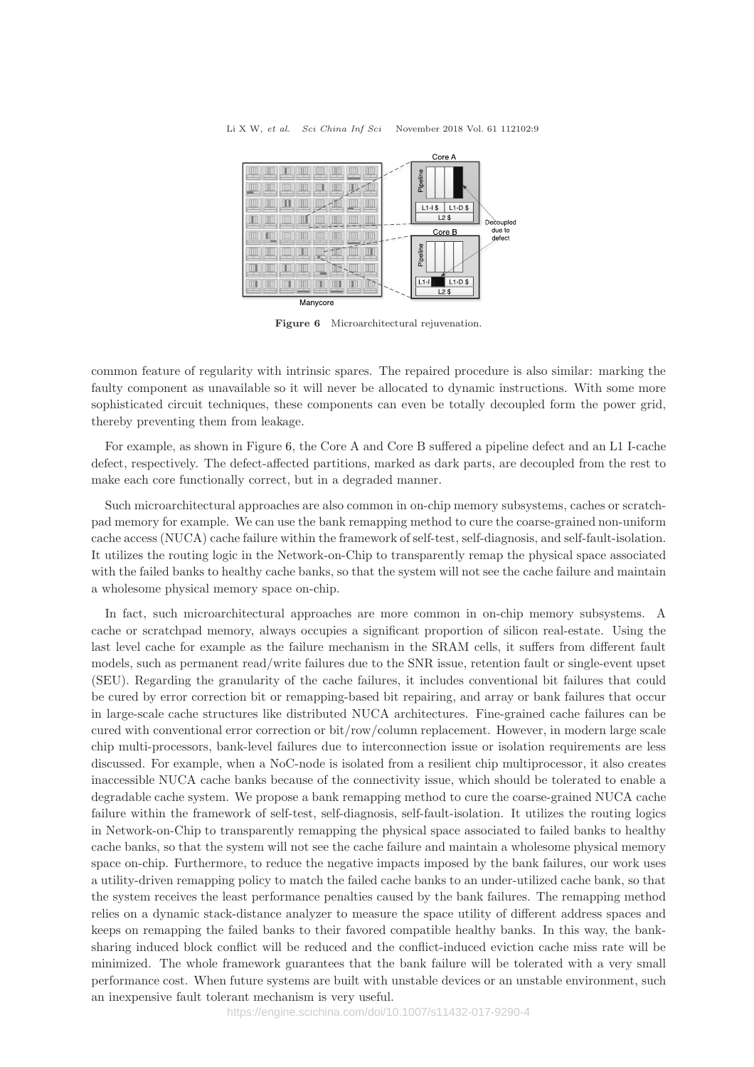Figure 6 Microarchitectural rejuvenation.

common feature of regularity with intrinsic spares. The repaired procedure is also similar: marking the faulty component as unavailable so it will never be allocated to dynamic instructions. With some more sophisticated circuit techniques, these components can even be totally decoupled form the power grid, thereby preventing them from leakage.

For example, as shown in Figure 6, the Core A and Core B suffered a pipeline defect and an L1 I-cache defect, respectively. The defect-affected partitions, marked as dark parts, are decoupled from the rest to make each core functionally correct, but in a degraded manner.

Such microarchitectural approaches are also common in on-chip memory subsystems, caches or scratchpad memory for example. We can use the bank remapping method to cure the coarse-grained non-uniform cache access (NUCA) cache failure within the framework of self-test, self-diagnosis, and self-fault-isolation. It utilizes the routing logic in the Network-on-Chip to transparently remap the physical space associated with the failed banks to healthy cache banks, so that the system will not see the cache failure and maintain a wholesome physical memory space on-chip.

In fact, such microarchitectural approaches are more common in on-chip memory subsystems. A cache or scratchpad memory, always occupies a significant proportion of silicon real-estate. Using the last level cache for example as the failure mechanism in the SRAM cells, it suffers from different fault models, such as permanent read/write failures due to the SNR issue, retention fault or single-event upset (SEU). Regarding the granularity of the cache failures, it includes conventional bit failures that could be cured by error correction bit or remapping-based bit repairing, and array or bank failures that occur in large-scale cache structures like distributed NUCA architectures. Fine-grained cache failures can be cured with conventional error correction or bit/row/column replacement. However, in modern large scale chip multi-processors, bank-level failures due to interconnection issue or isolation requirements are less discussed. For example, when a NoC-node is isolated from a resilient chip multiprocessor, it also creates inaccessible NUCA cache banks because of the connectivity issue, which should be tolerated to enable a degradable cache system. We propose a bank remapping method to cure the coarse-grained NUCA cache failure within the framework of self-test, self-diagnosis, self-fault-isolation. It utilizes the routing logics in Network-on-Chip to transparently remapping the physical space associated to failed banks to healthy cache banks, so that the system will not see the cache failure and maintain a wholesome physical memory space on-chip. Furthermore, to reduce the negative impacts imposed by the bank failures, our work uses a utility-driven remapping policy to match the failed cache banks to an under-utilized cache bank, so that the system receives the least performance penalties caused by the bank failures. The remapping method relies on a dynamic stack-distance analyzer to measure the space utility of different address spaces and keeps on remapping the failed banks to their favored compatible healthy banks. In this way, the bank-sharing induced block conflict will be reduced and the conflict-induced eviction cache miss rate will be minimized. The whole framework guarantees that the bank failure will be tolerated with a very small performance cost. When future systems are built with unstable devices or an unstable environment, such an inexpensive fault tolerant mechanism is very useful.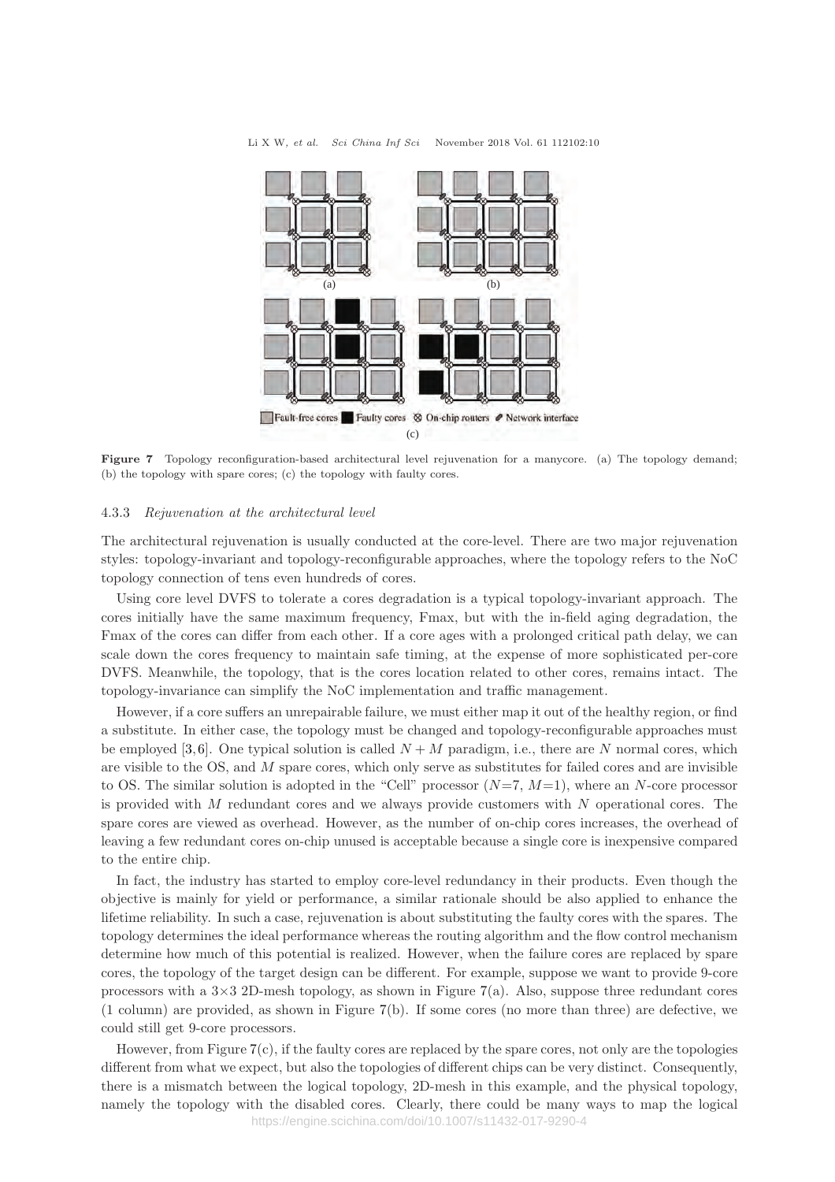Fault-free cores Faulty cores On-chip routers Network interface

(a)

(b)

(c)

**Figure 7** Topology reconfiguration-based architectural level rejuvenation for a manycore. (a) The topology demand; (b) the topology with spare cores; (c) the topology with faulty cores.

#### 4.3.3 *Rejuvenation at the architectural level*

The architectural rejuvenation is usually conducted at the core-level. There are two major rejuvenation styles: topology-invariant and topology-reconfigurable approaches, where the topology refers to the NoC topology connection of tens even hundreds of cores.

Using core level DVFS to tolerate a cores degradation is a typical topology-invariant approach. The cores initially have the same maximum frequency, Fmax, but with the in-field aging degradation, the Fmax of the cores can differ from each other. If a core ages with a prolonged critical path delay, we can scale down the cores frequency to maintain safe timing, at the expense of more sophisticated per-core DVFS. Meanwhile, the topology, that is the cores location related to other cores, remains intact. The topology-invariance can simplify the NoC implementation and traffic management.

However, if a core suffers an unrepairable failure, we must either map it out of the healthy region, or find a substitute. In either case, the topology must be changed and topology-reconfigurable approaches must be employed [3,6]. One typical solution is called $N+M$ paradigm, i.e., there are $N$ normal cores, which are visible to the OS, and $M$ spare cores, which only serve as substitutes for failed cores and are invisible to OS. The similar solution is adopted in the "Cell" processor ($N$=7, $M$=1), where an $N$-core processor is provided with $M$ redundant cores and we always provide customers with $N$ operational cores. The spare cores are viewed as overhead. However, as the number of on-chip cores increases, the overhead of leaving a few redundant cores on-chip unused is acceptable because a single core is inexpensive compared to the entire chip.

In fact, the industry has started to employ core-level redundancy in their products. Even though the objective is mainly for yield or performance, a similar rationale should be also applied to enhance the lifetime reliability. In such a case, rejuvenation is about substituting the faulty cores with the spares. The topology determines the ideal performance whereas the routing algorithm and the flow control mechanism determine how much of this potential is realized. However, when the failure cores are replaced by spare cores, the topology of the target design can be different. For example, suppose we want to provide 9-core processors with a 3×3 2D-mesh topology, as shown in Figure 7(a). Also, suppose three redundant cores (1 column) are provided, as shown in Figure 7(b). If some cores (no more than three) are defective, we could still get 9-core processors.

However, from Figure 7(c), if the faulty cores are replaced by the spare cores, not only are the topologies different from what we expect, but also the topologies of different chips can be very distinct. Consequently, there is a mismatch between the logical topology, 2D-mesh in this example, and the physical topology, namely the topology with the disabled cores. Clearly, there could be many ways to map the logical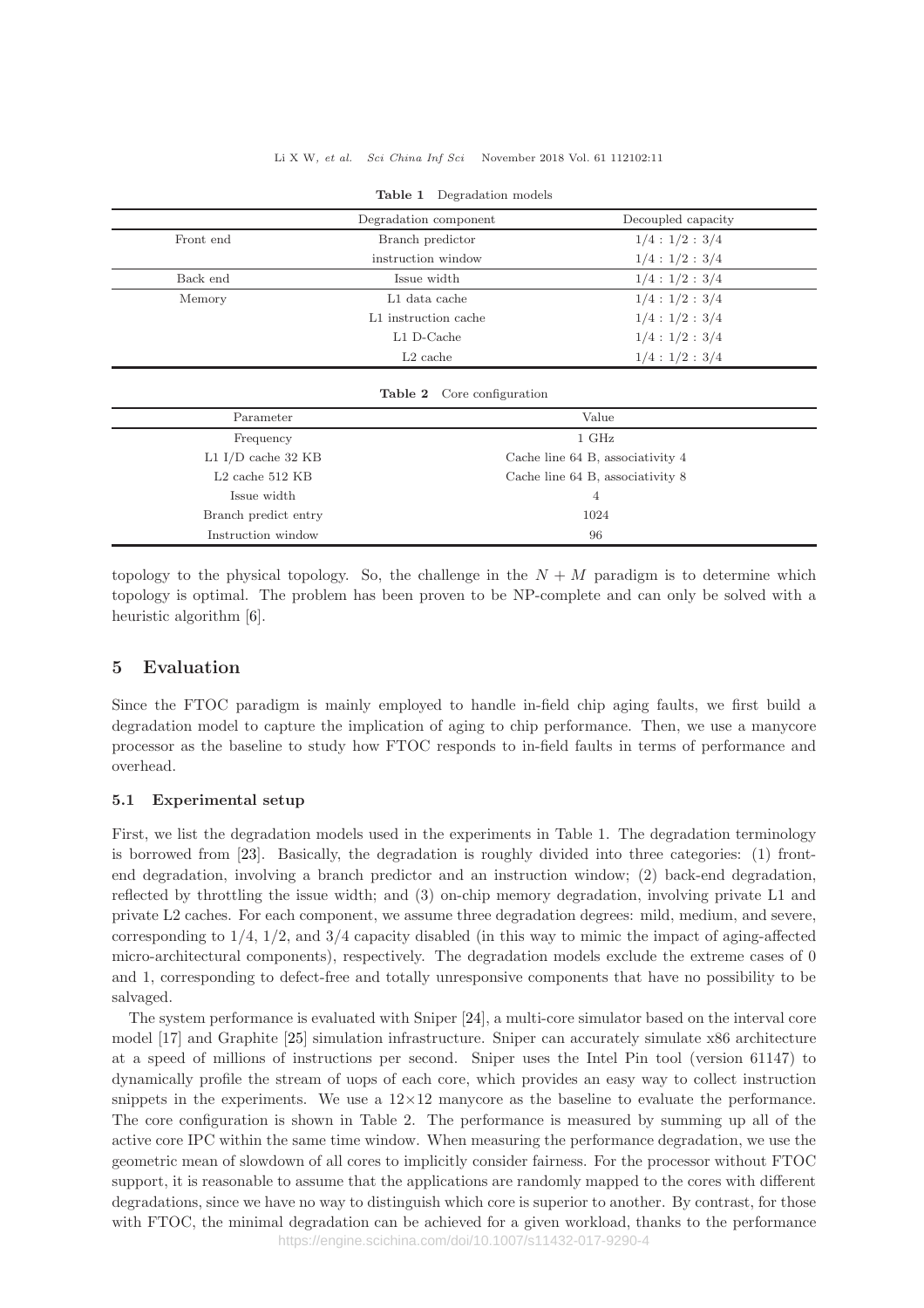**Table 1** Degradation models

| | Degradation component | Decoupled capacity |
|---|---|---|
| Front end | Branch predictor | 1/4 : 1/2 : 3/4 |
| | instruction window | 1/4 : 1/2 : 3/4 |
| Back end | Issue width | 1/4 : 1/2 : 3/4 |
| Memory | L1 data cache | 1/4 : 1/2 : 3/4 |
| | L1 instruction cache | 1/4 : 1/2 : 3/4 |
| | L1 D-Cache | 1/4 : 1/2 : 3/4 |
| | L2 cache | 1/4 : 1/2 : 3/4 |

**Table 2** Core configuration

| Parameter | Value |
|---|---|
| Frequency | 1 GHz |
| L1 I/D cache 32 KB | Cache line 64 B, associativity 4 |
| L2 cache 512 KB | Cache line 64 B, associativity 8 |
| Issue width | 4 |
| Branch predict entry | 1024 |
| Instruction window | 96 |

topology to the physical topology. So, the challenge in the $N + M$ paradigm is to determine which topology is optimal. The problem has been proven to be NP-complete and can only be solved with a heuristic algorithm [6].

## 5 Evaluation

Since the FTOC paradigm is mainly employed to handle in-field chip aging faults, we first build a degradation model to capture the implication of aging to chip performance. Then, we use a manycore processor as the baseline to study how FTOC responds to in-field faults in terms of performance and overhead.

### 5.1 Experimental setup

First, we list the degradation models used in the experiments in Table 1. The degradation terminology is borrowed from [23]. Basically, the degradation is roughly divided into three categories: (1) front-end degradation, involving a branch predictor and an instruction window; (2) back-end degradation, reflected by throttling the issue width; and (3) on-chip memory degradation, involving private L1 and private L2 caches. For each component, we assume three degradation degrees: mild, medium, and severe, corresponding to $1/4$, $1/2$, and $3/4$ capacity disabled (in this way to mimic the impact of aging-affected micro-architectural components), respectively. The degradation models exclude the extreme cases of 0 and 1, corresponding to defect-free and totally unresponsive components that have no possibility to be salvaged.

The system performance is evaluated with Sniper [24], a multi-core simulator based on the interval core model [17] and Graphite [25] simulation infrastructure. Sniper can accurately simulate x86 architecture at a speed of millions of instructions per second. Sniper uses the Intel Pin tool (version 61147) to dynamically profile the stream of uops of each core, which provides an easy way to collect instruction snippets in the experiments. We use a $12\times12$ manycore as the baseline to evaluate the performance. The core configuration is shown in Table 2. The performance is measured by summing up all of the active core IPC within the same time window. When measuring the performance degradation, we use the geometric mean of slowdown of all cores to implicitly consider fairness. For the processor without FTOC support, it is reasonable to assume that the applications are randomly mapped to the cores with different degradations, since we have no way to distinguish which core is superior to another. By contrast, for those with FTOC, the minimal degradation can be achieved for a given workload, thanks to the performance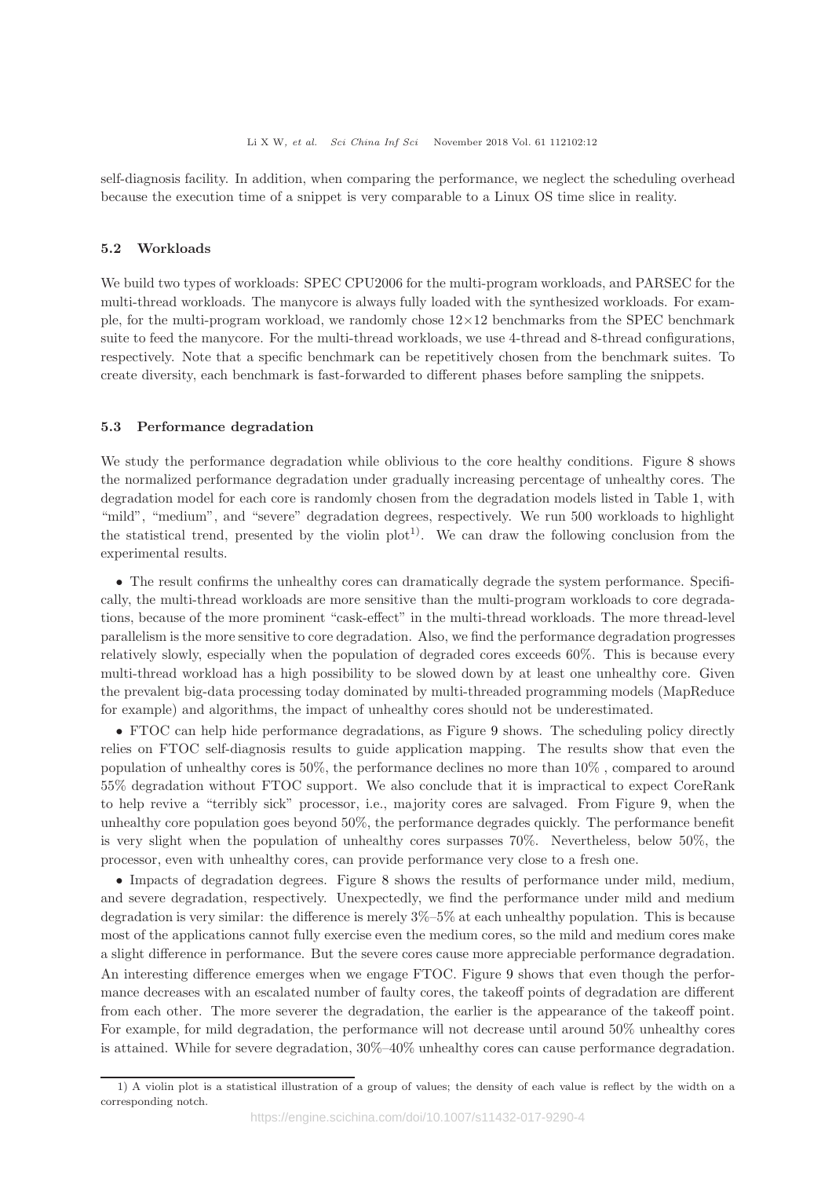self-diagnosis facility. In addition, when comparing the performance, we neglect the scheduling overhead because the execution time of a snippet is very comparable to a Linux OS time slice in reality.

### 5.2 Workloads

We build two types of workloads: SPEC CPU2006 for the multi-program workloads, and PARSEC for the multi-thread workloads. The manycore is always fully loaded with the synthesized workloads. For example, for the multi-program workload, we randomly chose 12×12 benchmarks from the SPEC benchmark suite to feed the manycore. For the multi-thread workloads, we use 4-thread and 8-thread configurations, respectively. Note that a specific benchmark can be repetitively chosen from the benchmark suites. To create diversity, each benchmark is fast-forwarded to different phases before sampling the snippets.

### 5.3 Performance degradation

We study the performance degradation while oblivious to the core healthy conditions. Figure 8 shows the normalized performance degradation under gradually increasing percentage of unhealthy cores. The degradation model for each core is randomly chosen from the degradation models listed in Table 1, with "mild", "medium", and "severe" degradation degrees, respectively. We run 500 workloads to highlight the statistical trend, presented by the violin plot[1)]. We can draw the following conclusion from the experimental results.

- The result confirms the unhealthy cores can dramatically degrade the system performance. Specifically, the multi-thread workloads are more sensitive than the multi-program workloads to core degradations, because of the more prominent "cask-effect" in the multi-thread workloads. The more thread-level parallelism is the more sensitive to core degradation. Also, we find the performance degradation progresses relatively slowly, especially when the population of degraded cores exceeds 60%. This is because every multi-thread workload has a high possibility to be slowed down by at least one unhealthy core. Given the prevalent big-data processing today dominated by multi-threaded programming models (MapReduce for example) and algorithms, the impact of unhealthy cores should not be underestimated.
- FTOC can help hide performance degradations, as Figure 9 shows. The scheduling policy directly relies on FTOC self-diagnosis results to guide application mapping. The results show that even the population of unhealthy cores is 50%, the performance declines no more than 10% , compared to around 55% degradation without FTOC support. We also conclude that it is impractical to expect CoreRank to help revive a "terribly sick" processor, i.e., majority cores are salvaged. From Figure 9, when the unhealthy core population goes beyond 50%, the performance degrades quickly. The performance benefit is very slight when the population of unhealthy cores surpasses 70%. Nevertheless, below 50%, the processor, even with unhealthy cores, can provide performance very close to a fresh one.
- Impacts of degradation degrees. Figure 8 shows the results of performance under mild, medium, and severe degradation, respectively. Unexpectedly, we find the performance under mild and medium degradation is very similar: the difference is merely 3%–5% at each unhealthy population. This is because most of the applications cannot fully exercise even the medium cores, so the mild and medium cores make a slight difference in performance. But the severe cores cause more appreciable performance degradation. An interesting difference emerges when we engage FTOC. Figure 9 shows that even though the performance decreases with an escalated number of faulty cores, the takeoff points of degradation are different from each other. The more severer the degradation, the earlier is the appearance of the takeoff point. For example, for mild degradation, the performance will not decrease until around 50% unhealthy cores is attained. While for severe degradation, 30%–40% unhealthy cores can cause performance degradation.

1) A violin plot is a statistical illustration of a group of values; the density of each value is reflect by the width on a corresponding notch.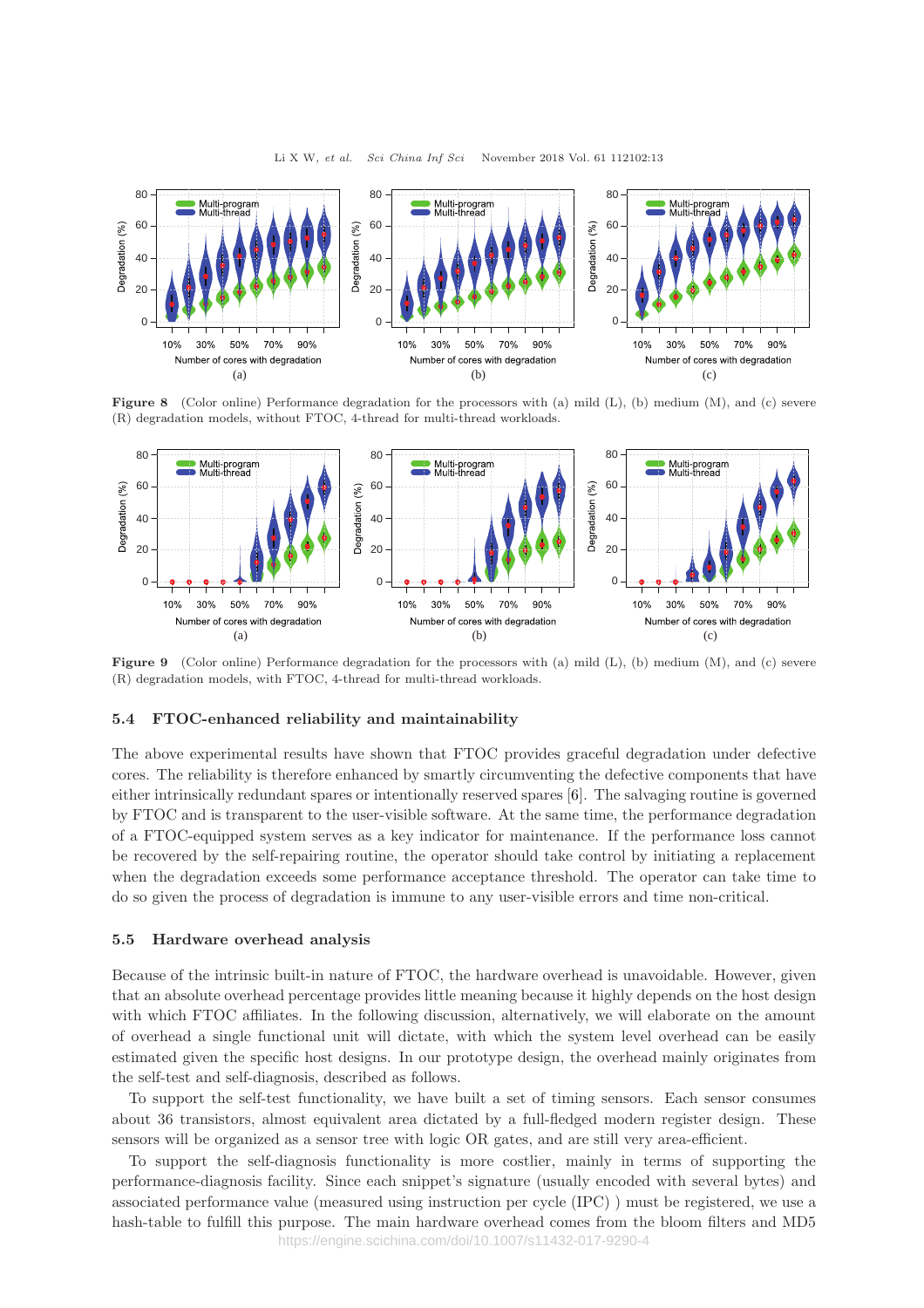Figure 8 (Color online) Performance degradation for the processors with (a) mild (L), (b) medium (M), and (c) severe (R) degradation models, without FTOC, 4-thread for multi-thread workloads.

Figure 9 (Color online) Performance degradation for the processors with (a) mild (L), (b) medium (M), and (c) severe (R) degradation models, with FTOC, 4-thread for multi-thread workloads.

### 5.4 FTOC-enhanced reliability and maintainability

The above experimental results have shown that FTOC provides graceful degradation under defective cores. The reliability is therefore enhanced by smartly circumventing the defective components that have either intrinsically redundant spares or intentionally reserved spares [6]. The salvaging routine is governed by FTOC and is transparent to the user-visible software. At the same time, the performance degradation of a FTOC-equipped system serves as a key indicator for maintenance. If the performance loss cannot be recovered by the self-repairing routine, the operator should take control by initiating a replacement when the degradation exceeds some performance acceptance threshold. The operator can take time to do so given the process of degradation is immune to any user-visible errors and time non-critical.

### 5.5 Hardware overhead analysis

Because of the intrinsic built-in nature of FTOC, the hardware overhead is unavoidable. However, given that an absolute overhead percentage provides little meaning because it highly depends on the host design with which FTOC affiliates. In the following discussion, alternatively, we will elaborate on the amount of overhead a single functional unit will dictate, with which the system level overhead can be easily estimated given the specific host designs. In our prototype design, the overhead mainly originates from the self-test and self-diagnosis, described as follows.

To support the self-test functionality, we have built a set of timing sensors. Each sensor consumes about 36 transistors, almost equivalent area dictated by a full-fledged modern register design. These sensors will be organized as a sensor tree with logic OR gates, and are still very area-efficient.

To support the self-diagnosis functionality is more costlier, mainly in terms of supporting the performance-diagnosis facility. Since each snippet's signature (usually encoded with several bytes) and associated performance value (measured using instruction per cycle (IPC) ) must be registered, we use a hash-table to fulfill this purpose. The main hardware overhead comes from the bloom filters and MD5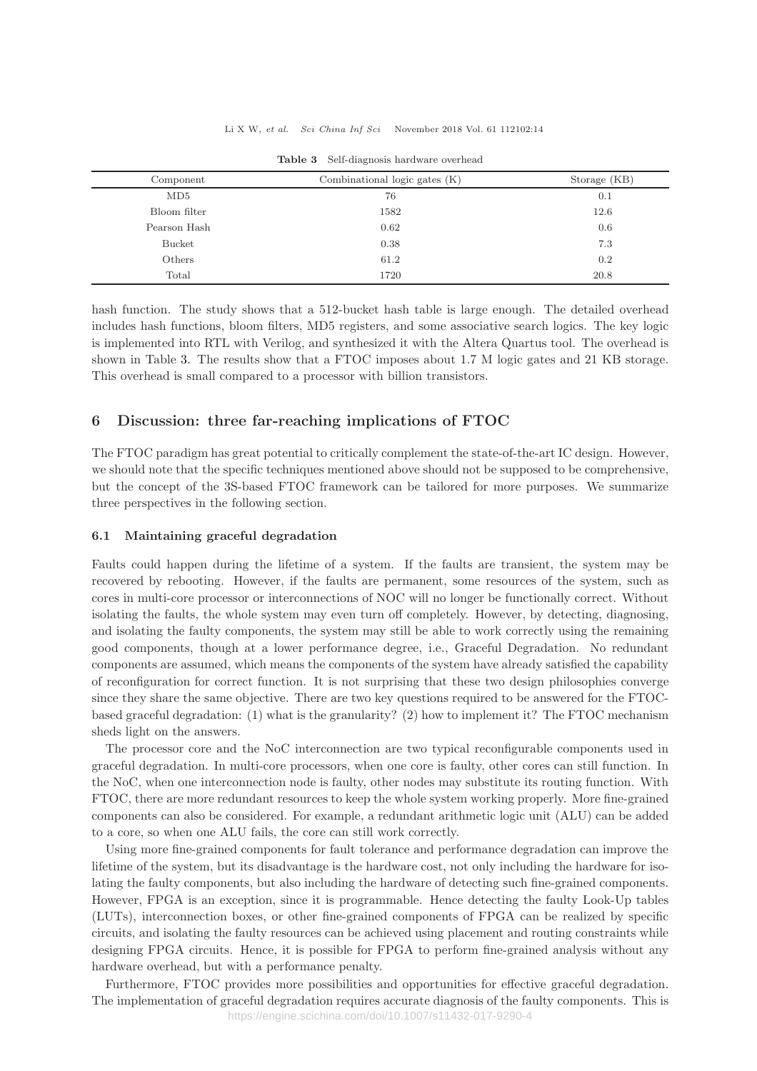**Table 3** Self-diagnosis hardware overhead

| Component | Combinational logic gates (K) | Storage (KB) |
|---|---|---|
| MD5 | 76 | 0.1 |
| Bloom filter | 1582 | 12.6 |
| Pearson Hash | 0.62 | 0.6 |
| Bucket | 0.38 | 7.3 |
| Others | 61.2 | 0.2 |
| Total | 1720 | 20.8 |

hash function. The study shows that a 512-bucket hash table is large enough. The detailed overhead includes hash functions, bloom filters, MD5 registers, and some associative search logics. The key logic is implemented into RTL with Verilog, and synthesized it with the Altera Quartus tool. The overhead is shown in Table 3. The results show that a FTOC imposes about 1.7 M logic gates and 21 KB storage. This overhead is small compared to a processor with billion transistors.

## 6 Discussion: three far-reaching implications of FTOC

The FTOC paradigm has great potential to critically complement the state-of-the-art IC design. However, we should note that the specific techniques mentioned above should not be supposed to be comprehensive, but the concept of the 3S-based FTOC framework can be tailored for more purposes. We summarize three perspectives in the following section.

### 6.1 Maintaining graceful degradation

Faults could happen during the lifetime of a system. If the faults are transient, the system may be recovered by rebooting. However, if the faults are permanent, some resources of the system, such as cores in multi-core processor or interconnections of NOC will no longer be functionally correct. Without isolating the faults, the whole system may even turn off completely. However, by detecting, diagnosing, and isolating the faulty components, the system may still be able to work correctly using the remaining good components, though at a lower performance degree, i.e., Graceful Degradation. No redundant components are assumed, which means the components of the system have already satisfied the capability of reconfiguration for correct function. It is not surprising that these two design philosophies converge since they share the same objective. There are two key questions required to be answered for the FTOC-based graceful degradation: (1) what is the granularity? (2) how to implement it? The FTOC mechanism sheds light on the answers.

The processor core and the NoC interconnection are two typical reconfigurable components used in graceful degradation. In multi-core processors, when one core is faulty, other cores can still function. In the NoC, when one interconnection node is faulty, other nodes may substitute its routing function. With FTOC, there are more redundant resources to keep the whole system working properly. More fine-grained components can also be considered. For example, a redundant arithmetic logic unit (ALU) can be added to a core, so when one ALU fails, the core can still work correctly.

Using more fine-grained components for fault tolerance and performance degradation can improve the lifetime of the system, but its disadvantage is the hardware cost, not only including the hardware for isolating the faulty components, but also including the hardware of detecting such fine-grained components. However, FPGA is an exception, since it is programmable. Hence detecting the faulty Look-Up tables (LUTs), interconnection boxes, or other fine-grained components of FPGA can be realized by specific circuits, and isolating the faulty resources can be achieved using placement and routing constraints while designing FPGA circuits. Hence, it is possible for FPGA to perform fine-grained analysis without any hardware overhead, but with a performance penalty.

Furthermore, FTOC provides more possibilities and opportunities for effective graceful degradation. The implementation of graceful degradation requires accurate diagnosis of the faulty components. This is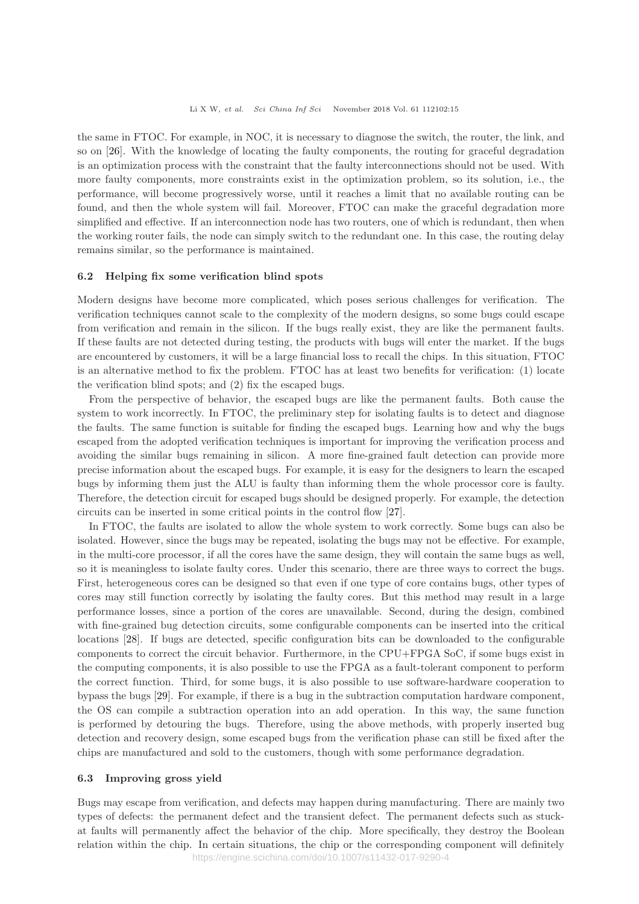the same in FTOC. For example, in NOC, it is necessary to diagnose the switch, the router, the link, and so on [26]. With the knowledge of locating the faulty components, the routing for graceful degradation is an optimization process with the constraint that the faulty interconnections should not be used. With more faulty components, more constraints exist in the optimization problem, so its solution, i.e., the performance, will become progressively worse, until it reaches a limit that no available routing can be found, and then the whole system will fail. Moreover, FTOC can make the graceful degradation more simplified and effective. If an interconnection node has two routers, one of which is redundant, then when the working router fails, the node can simply switch to the redundant one. In this case, the routing delay remains similar, so the performance is maintained.

### 6.2 Helping fix some verification blind spots

Modern designs have become more complicated, which poses serious challenges for verification. The verification techniques cannot scale to the complexity of the modern designs, so some bugs could escape from verification and remain in the silicon. If the bugs really exist, they are like the permanent faults. If these faults are not detected during testing, the products with bugs will enter the market. If the bugs are encountered by customers, it will be a large financial loss to recall the chips. In this situation, FTOC is an alternative method to fix the problem. FTOC has at least two benefits for verification: (1) locate the verification blind spots; and (2) fix the escaped bugs.

From the perspective of behavior, the escaped bugs are like the permanent faults. Both cause the system to work incorrectly. In FTOC, the preliminary step for isolating faults is to detect and diagnose the faults. The same function is suitable for finding the escaped bugs. Learning how and why the bugs escaped from the adopted verification techniques is important for improving the verification process and avoiding the similar bugs remaining in silicon. A more fine-grained fault detection can provide more precise information about the escaped bugs. For example, it is easy for the designers to learn the escaped bugs by informing them just the ALU is faulty than informing them the whole processor core is faulty. Therefore, the detection circuit for escaped bugs should be designed properly. For example, the detection circuits can be inserted in some critical points in the control flow [27].

In FTOC, the faults are isolated to allow the whole system to work correctly. Some bugs can also be isolated. However, since the bugs may be repeated, isolating the bugs may not be effective. For example, in the multi-core processor, if all the cores have the same design, they will contain the same bugs as well, so it is meaningless to isolate faulty cores. Under this scenario, there are three ways to correct the bugs. First, heterogeneous cores can be designed so that even if one type of core contains bugs, other types of cores may still function correctly by isolating the faulty cores. But this method may result in a large performance losses, since a portion of the cores are unavailable. Second, during the design, combined with fine-grained bug detection circuits, some configurable components can be inserted into the critical locations [28]. If bugs are detected, specific configuration bits can be downloaded to the configurable components to correct the circuit behavior. Furthermore, in the CPU+FPGA SoC, if some bugs exist in the computing components, it is also possible to use the FPGA as a fault-tolerant component to perform the correct function. Third, for some bugs, it is also possible to use software-hardware cooperation to bypass the bugs [29]. For example, if there is a bug in the subtraction computation hardware component, the OS can compile a subtraction operation into an add operation. In this way, the same function is performed by detouring the bugs. Therefore, using the above methods, with properly inserted bug detection and recovery design, some escaped bugs from the verification phase can still be fixed after the chips are manufactured and sold to the customers, though with some performance degradation.

### 6.3 Improving gross yield

Bugs may escape from verification, and defects may happen during manufacturing. There are mainly two types of defects: the permanent defect and the transient defect. The permanent defects such as stuck-at faults will permanently affect the behavior of the chip. More specifically, they destroy the Boolean relation within the chip. In certain situations, the chip or the corresponding component will definitely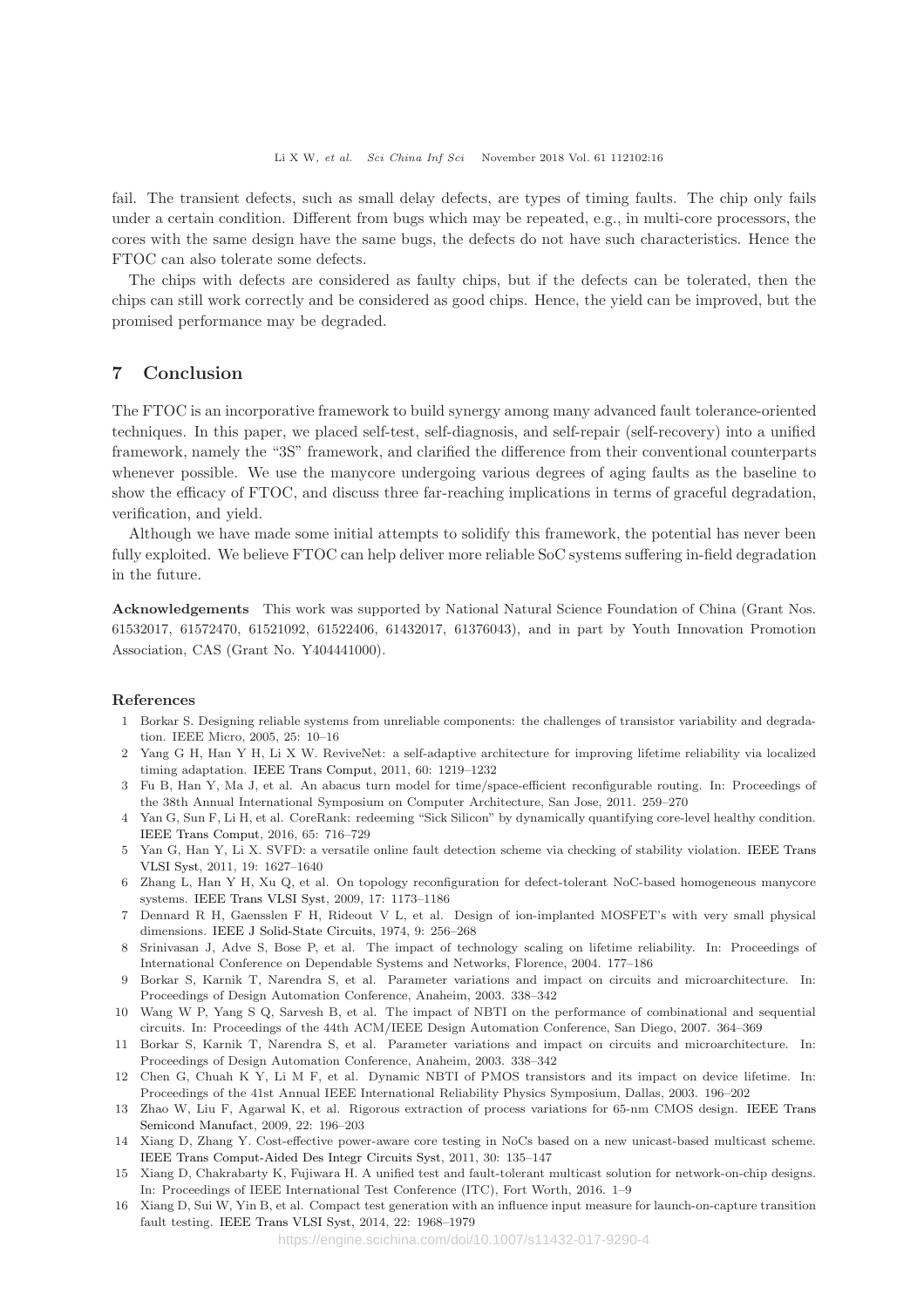fail. The transient defects, such as small delay defects, are types of timing faults. The chip only fails under a certain condition. Different from bugs which may be repeated, e.g., in multi-core processors, the cores with the same design have the same bugs, the defects do not have such characteristics. Hence the FTOC can also tolerate some defects.

The chips with defects are considered as faulty chips, but if the defects can be tolerated, then the chips can still work correctly and be considered as good chips. Hence, the yield can be improved, but the promised performance may be degraded.

## 7 Conclusion

The FTOC is an incorporative framework to build synergy among many advanced fault tolerance-oriented techniques. In this paper, we placed self-test, self-diagnosis, and self-repair (self-recovery) into a unified framework, namely the "3S" framework, and clarified the difference from their conventional counterparts whenever possible. We use the manycore undergoing various degrees of aging faults as the baseline to show the efficacy of FTOC, and discuss three far-reaching implications in terms of graceful degradation, verification, and yield.

Although we have made some initial attempts to solidify this framework, the potential has never been fully exploited. We believe FTOC can help deliver more reliable SoC systems suffering in-field degradation in the future.

**Acknowledgements** This work was supported by National Natural Science Foundation of China (Grant Nos. 61532017, 61572470, 61521092, 61522406, 61432017, 61376043), and in part by Youth Innovation Promotion Association, CAS (Grant No. Y404441000).

### References

1. Borkar S. Designing reliable systems from unreliable components: the challenges of transistor variability and degradation. IEEE Micro, 2005, 25: 10–16
2. Yang G H, Han Y H, Li X W. ReviveNet: a self-adaptive architecture for improving lifetime reliability via localized timing adaptation. IEEE Trans Comput, 2011, 60: 1219–1232
3. Fu B, Han Y, Ma J, et al. An abacus turn model for time/space-efficient reconfigurable routing. In: Proceedings of the 38th Annual International Symposium on Computer Architecture, San Jose, 2011. 259–270
4. Yan G, Sun F, Li H, et al. CoreRank: redeeming "Sick Silicon" by dynamically quantifying core-level healthy condition. IEEE Trans Comput, 2016, 65: 716–729
5. Yan G, Han Y, Li X. SVFD: a versatile online fault detection scheme via checking of stability violation. IEEE Trans VLSI Syst, 2011, 19: 1627–1640
6. Zhang L, Han Y H, Xu Q, et al. On topology reconfiguration for defect-tolerant NoC-based homogeneous manycore systems. IEEE Trans VLSI Syst, 2009, 17: 1173–1186
7. Dennard R H, Gaensslen F H, Rideout V L, et al. Design of ion-implanted MOSFET's with very small physical dimensions. IEEE J Solid-State Circuits, 1974, 9: 256–268
8. Srinivasan J, Adve S, Bose P, et al. The impact of technology scaling on lifetime reliability. In: Proceedings of International Conference on Dependable Systems and Networks, Florence, 2004. 177–186
9. Borkar S, Karnik T, Narendra S, et al. Parameter variations and impact on circuits and microarchitecture. In: Proceedings of Design Automation Conference, Anaheim, 2003. 338–342
10. Wang W P, Yang S Q, Sarvesh B, et al. The impact of NBTI on the performance of combinational and sequential circuits. In: Proceedings of the 44th ACM/IEEE Design Automation Conference, San Diego, 2007. 364–369
11. Borkar S, Karnik T, Narendra S, et al. Parameter variations and impact on circuits and microarchitecture. In: Proceedings of Design Automation Conference, Anaheim, 2003. 338–342
12. Chen G, Chuah K Y, Li M F, et al. Dynamic NBTI of PMOS transistors and its impact on device lifetime. In: Proceedings of the 41st Annual IEEE International Reliability Physics Symposium, Dallas, 2003. 196–202
13. Zhao W, Liu F, Agarwal K, et al. Rigorous extraction of process variations for 65-nm CMOS design. IEEE Trans Semicond Manufact, 2009, 22: 196–203
14. Xiang D, Zhang Y. Cost-effective power-aware core testing in NoCs based on a new unicast-based multicast scheme. IEEE Trans Comput-Aided Des Integr Circuits Syst, 2011, 30: 135–147
15. Xiang D, Chakrabarty K, Fujiwara H. A unified test and fault-tolerant multicast solution for network-on-chip designs. In: Proceedings of IEEE International Test Conference (ITC), Fort Worth, 2016. 1–9
16. Xiang D, Sui W, Yin B, et al. Compact test generation with an influence input measure for launch-on-capture transition fault testing. IEEE Trans VLSI Syst, 2014, 22: 1968–1979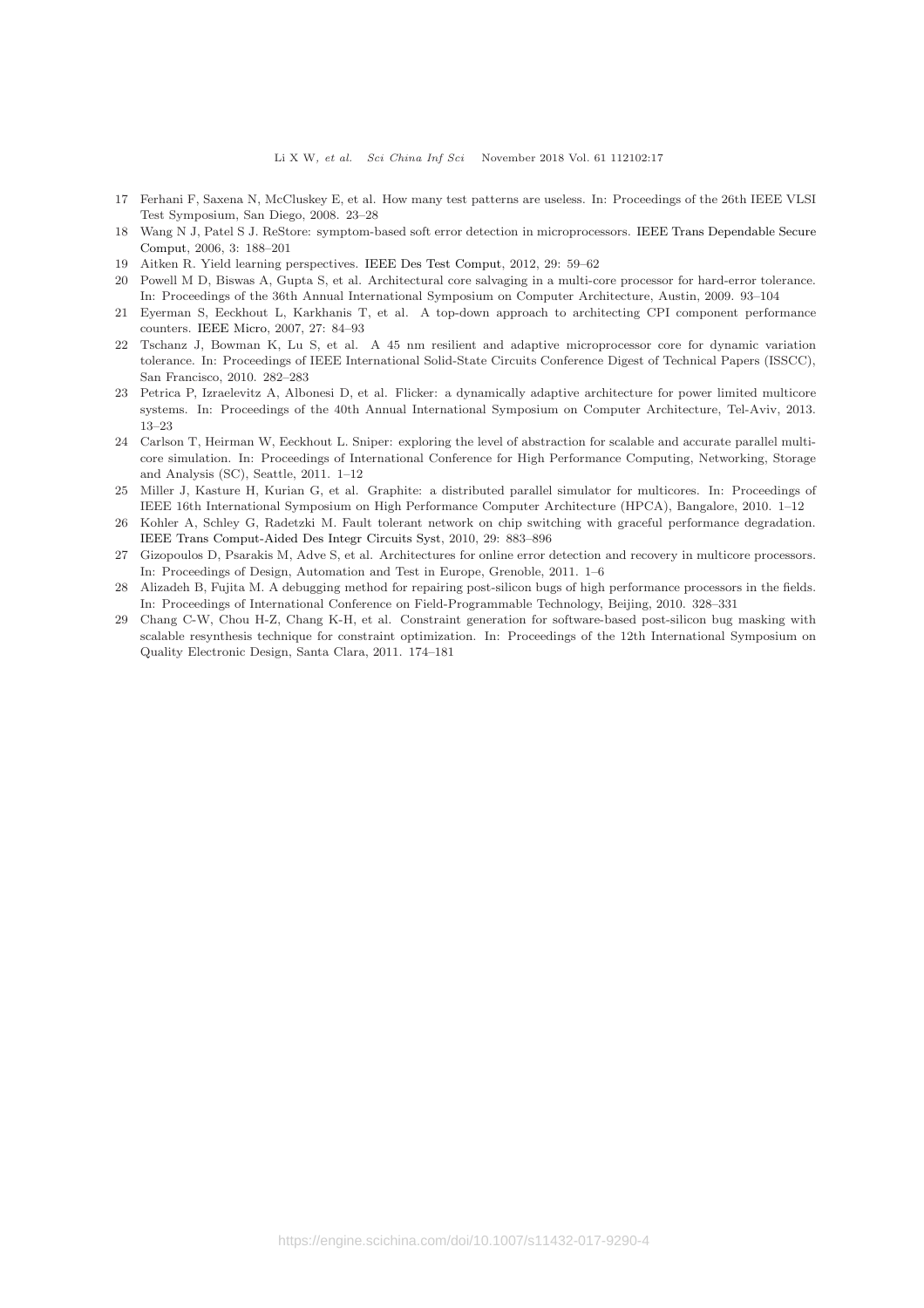17 Ferhani F, Saxena N, McCluskey E, et al. How many test patterns are useless. In: Proceedings of the 26th IEEE VLSI Test Symposium, San Diego, 2008. 23–28

18 Wang N J, Patel S J. ReStore: symptom-based soft error detection in microprocessors. IEEE Trans Dependable Secure Comput, 2006, 3: 188–201

19 Aitken R. Yield learning perspectives. IEEE Des Test Comput, 2012, 29: 59–62

20 Powell M D, Biswas A, Gupta S, et al. Architectural core salvaging in a multi-core processor for hard-error tolerance. In: Proceedings of the 36th Annual International Symposium on Computer Architecture, Austin, 2009. 93–104

21 Eyerman S, Eeckhout L, Karkhanis T, et al. A top-down approach to architecting CPI component performance counters. IEEE Micro, 2007, 27: 84–93

22 Tschanz J, Bowman K, Lu S, et al. A 45 nm resilient and adaptive microprocessor core for dynamic variation tolerance. In: Proceedings of IEEE International Solid-State Circuits Conference Digest of Technical Papers (ISSCC), San Francisco, 2010. 282–283

23 Petrica P, Izraelevitz A, Albonesi D, et al. Flicker: a dynamically adaptive architecture for power limited multicore systems. In: Proceedings of the 40th Annual International Symposium on Computer Architecture, Tel-Aviv, 2013. 13–23

24 Carlson T, Heirman W, Eeckhout L. Sniper: exploring the level of abstraction for scalable and accurate parallel multi-core simulation. In: Proceedings of International Conference for High Performance Computing, Networking, Storage and Analysis (SC), Seattle, 2011. 1–12

25 Miller J, Kasture H, Kurian G, et al. Graphite: a distributed parallel simulator for multicores. In: Proceedings of IEEE 16th International Symposium on High Performance Computer Architecture (HPCA), Bangalore, 2010. 1–12

26 Kohler A, Schley G, Radetzki M. Fault tolerant network on chip switching with graceful performance degradation. IEEE Trans Comput-Aided Des Integr Circuits Syst, 2010, 29: 883–896

27 Gizopoulos D, Psarakis M, Adve S, et al. Architectures for online error detection and recovery in multicore processors. In: Proceedings of Design, Automation and Test in Europe, Grenoble, 2011. 1–6

28 Alizadeh B, Fujita M. A debugging method for repairing post-silicon bugs of high performance processors in the fields. In: Proceedings of International Conference on Field-Programmable Technology, Beijing, 2010. 328–331

29 Chang C-W, Chou H-Z, Chang K-H, et al. Constraint generation for software-based post-silicon bug masking with scalable resynthesis technique for constraint optimization. In: Proceedings of the 12th International Symposium on Quality Electronic Design, Santa Clara, 2011. 174–181